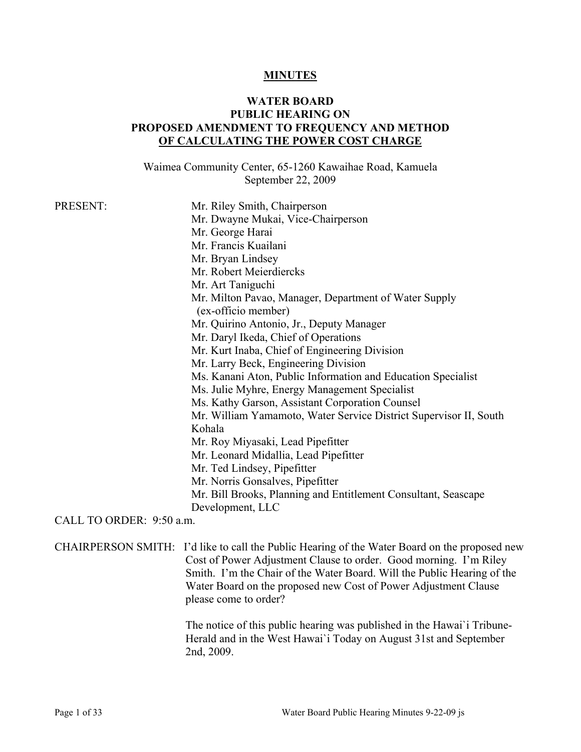# MINUTES

## WATER BOARD
## PUBLIC HEARING ON
## PROPOSED AMENDMENT TO FREQUENCY AND METHOD OF CALCULATING THE POWER COST CHARGE

Waimea Community Center, 65-1260 Kawaihae Road, Kamuela
September 22, 2009

PRESENT:

Mr. Riley Smith, Chairperson
Mr. Dwayne Mukai, Vice-Chairperson
Mr. George Harai
Mr. Francis Kuailani
Mr. Bryan Lindsey
Mr. Robert Meierdiercks
Mr. Art Taniguchi
Mr. Milton Pavao, Manager, Department of Water Supply (ex-officio member)
Mr. Quirino Antonio, Jr., Deputy Manager
Mr. Daryl Ikeda, Chief of Operations
Mr. Kurt Inaba, Chief of Engineering Division
Mr. Larry Beck, Engineering Division
Ms. Kanani Aton, Public Information and Education Specialist
Ms. Julie Myhre, Energy Management Specialist
Ms. Kathy Garson, Assistant Corporation Counsel
Mr. William Yamamoto, Water Service District Supervisor II, South Kohala
Mr. Roy Miyasaki, Lead Pipefitter
Mr. Leonard Midallia, Lead Pipefitter
Mr. Ted Lindsey, Pipefitter
Mr. Norris Gonsalves, Pipefitter
Mr. Bill Brooks, Planning and Entitlement Consultant, Seascape Development, LLC

CALL TO ORDER: 9:50 a.m.

CHAIRPERSON SMITH: I'd like to call the Public Hearing of the Water Board on the proposed new Cost of Power Adjustment Clause to order. Good morning. I'm Riley Smith. I'm the Chair of the Water Board. Will the Public Hearing of the Water Board on the proposed new Cost of Power Adjustment Clause please come to order?

The notice of this public hearing was published in the Hawai`i Tribune-Herald and in the West Hawai`i Today on August 31st and September 2nd, 2009.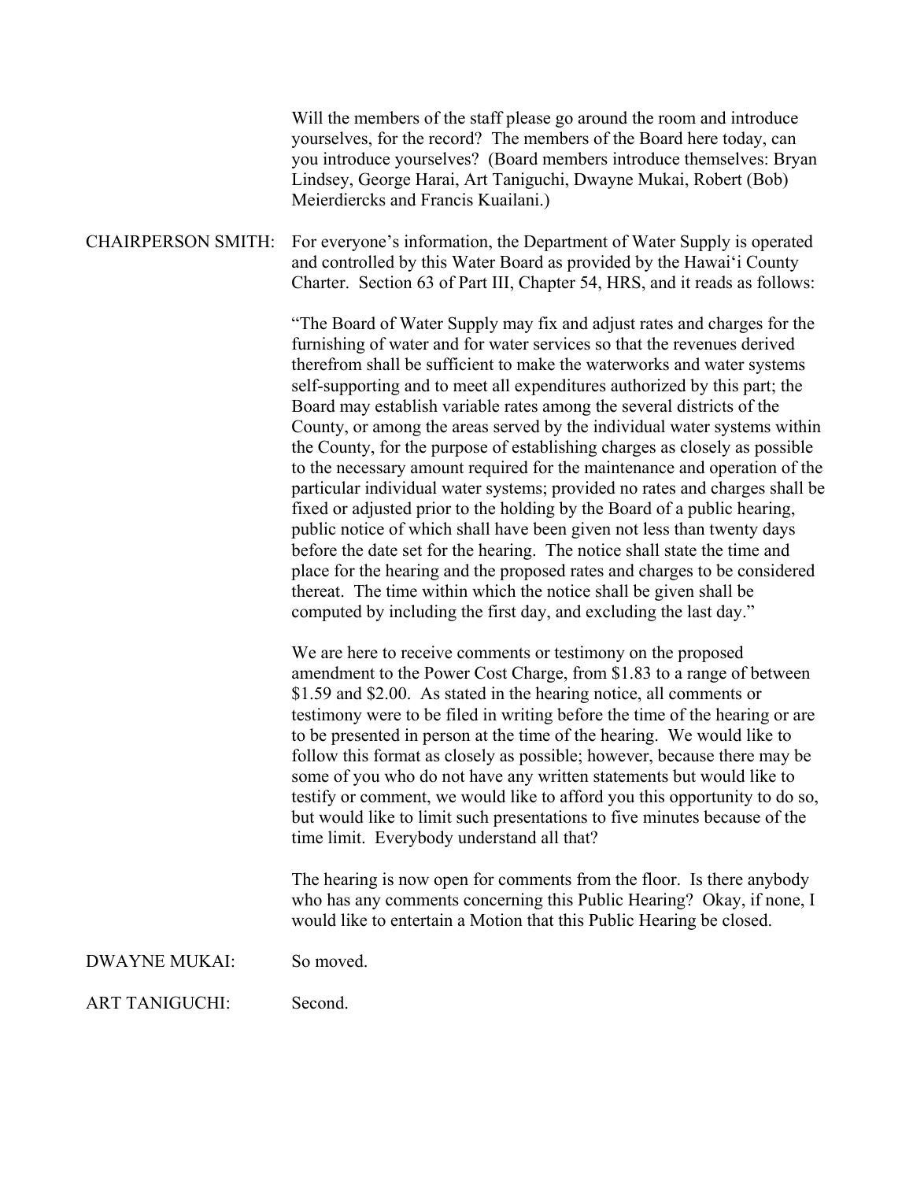Will the members of the staff please go around the room and introduce yourselves, for the record? The members of the Board here today, can you introduce yourselves? (Board members introduce themselves: Bryan Lindsey, George Harai, Art Taniguchi, Dwayne Mukai, Robert (Bob) Meierdiercks and Francis Kuailani.)

CHAIRPERSON SMITH: For everyone's information, the Department of Water Supply is operated and controlled by this Water Board as provided by the Hawai'i County Charter. Section 63 of Part III, Chapter 54, HRS, and it reads as follows:

"The Board of Water Supply may fix and adjust rates and charges for the furnishing of water and for water services so that the revenues derived therefrom shall be sufficient to make the waterworks and water systems self-supporting and to meet all expenditures authorized by this part; the Board may establish variable rates among the several districts of the County, or among the areas served by the individual water systems within the County, for the purpose of establishing charges as closely as possible to the necessary amount required for the maintenance and operation of the particular individual water systems; provided no rates and charges shall be fixed or adjusted prior to the holding by the Board of a public hearing, public notice of which shall have been given not less than twenty days before the date set for the hearing. The notice shall state the time and place for the hearing and the proposed rates and charges to be considered thereat. The time within which the notice shall be given shall be computed by including the first day, and excluding the last day."

We are here to receive comments or testimony on the proposed amendment to the Power Cost Charge, from $1.83 to a range of between $1.59 and $2.00. As stated in the hearing notice, all comments or testimony were to be filed in writing before the time of the hearing or are to be presented in person at the time of the hearing. We would like to follow this format as closely as possible; however, because there may be some of you who do not have any written statements but would like to testify or comment, we would like to afford you this opportunity to do so, but would like to limit such presentations to five minutes because of the time limit. Everybody understand all that?

The hearing is now open for comments from the floor. Is there anybody who has any comments concerning this Public Hearing? Okay, if none, I would like to entertain a Motion that this Public Hearing be closed.

DWAYNE MUKAI: So moved.

ART TANIGUCHI: Second.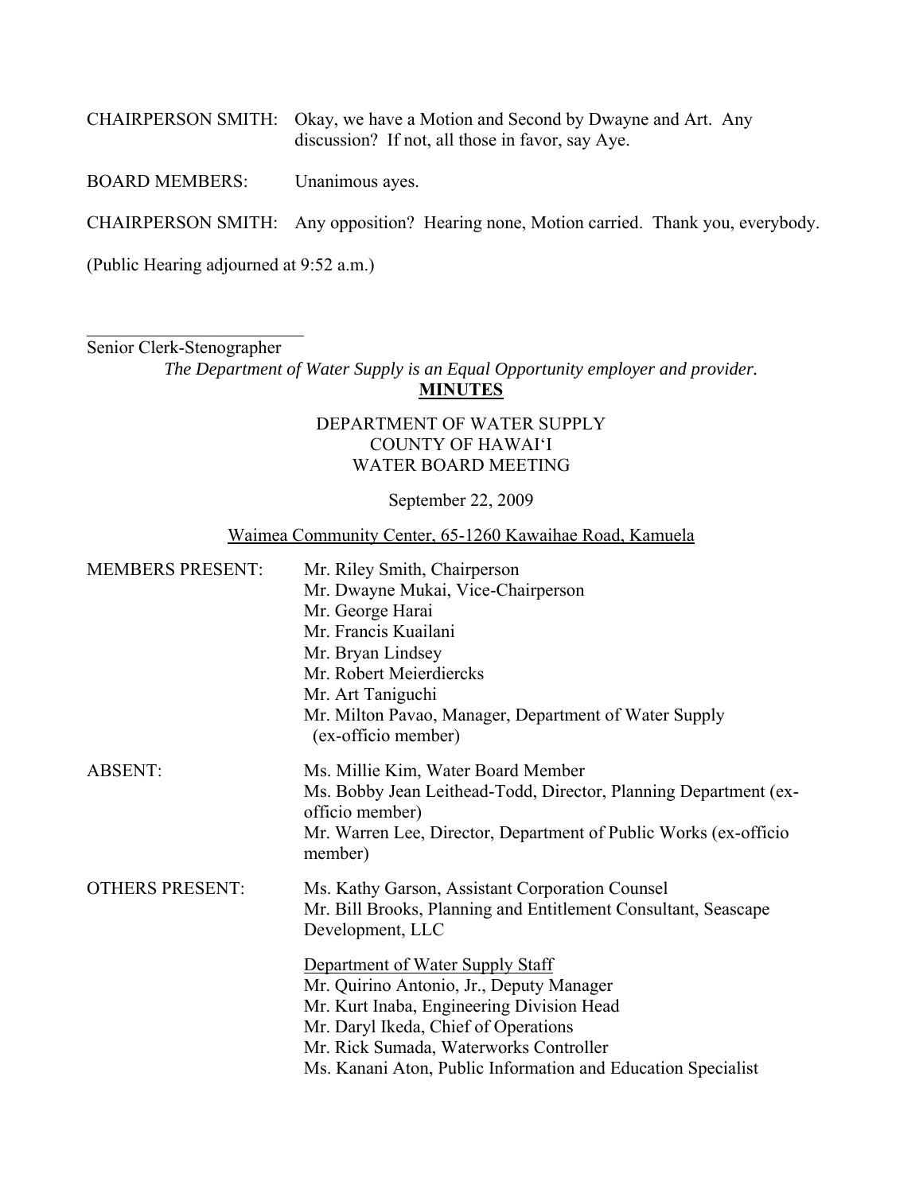CHAIRPERSON SMITH: Okay, we have a Motion and Second by Dwayne and Art. Any discussion? If not, all those in favor, say Aye.

BOARD MEMBERS: Unanimous ayes.

CHAIRPERSON SMITH: Any opposition? Hearing none, Motion carried. Thank you, everybody.

(Public Hearing adjourned at 9:52 a.m.)

\_\_\_\_\_\_\_\_\_\_\_\_\_\_\_\_\_\_\_\_\_\_\_\_\_

Senior Clerk-Stenographer

*The Department of Water Supply is an Equal Opportunity employer and provider.*

**MINUTES**

DEPARTMENT OF WATER SUPPLY
COUNTY OF HAWAI'I
WATER BOARD MEETING

September 22, 2009

Waimea Community Center, 65-1260 Kawaihae Road, Kamuela

MEMBERS PRESENT:
- Mr. Riley Smith, Chairperson
- Mr. Dwayne Mukai, Vice-Chairperson
- Mr. George Harai
- Mr. Francis Kuailani
- Mr. Bryan Lindsey
- Mr. Robert Meierdiercks
- Mr. Art Taniguchi
- Mr. Milton Pavao, Manager, Department of Water Supply (ex-officio member)

ABSENT:
- Ms. Millie Kim, Water Board Member
- Ms. Bobby Jean Leithead-Todd, Director, Planning Department (ex-officio member)
- Mr. Warren Lee, Director, Department of Public Works (ex-officio member)

OTHERS PRESENT:
- Ms. Kathy Garson, Assistant Corporation Counsel
- Mr. Bill Brooks, Planning and Entitlement Consultant, Seascape Development, LLC

Department of Water Supply Staff
- Mr. Quirino Antonio, Jr., Deputy Manager
- Mr. Kurt Inaba, Engineering Division Head
- Mr. Daryl Ikeda, Chief of Operations
- Mr. Rick Sumada, Waterworks Controller
- Ms. Kanani Aton, Public Information and Education Specialist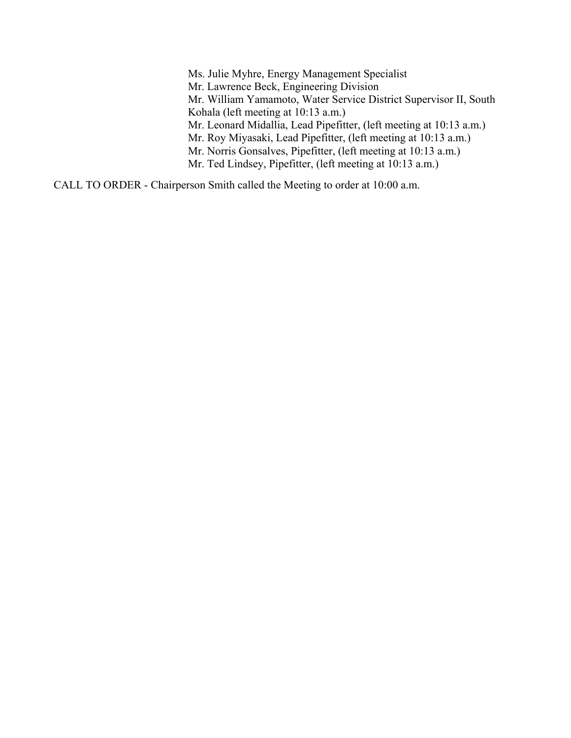Ms. Julie Myhre, Energy Management Specialist
Mr. Lawrence Beck, Engineering Division
Mr. William Yamamoto, Water Service District Supervisor II, South Kohala (left meeting at 10:13 a.m.)
Mr. Leonard Midallia, Lead Pipefitter, (left meeting at 10:13 a.m.)
Mr. Roy Miyasaki, Lead Pipefitter, (left meeting at 10:13 a.m.)
Mr. Norris Gonsalves, Pipefitter, (left meeting at 10:13 a.m.)
Mr. Ted Lindsey, Pipefitter, (left meeting at 10:13 a.m.)

CALL TO ORDER - Chairperson Smith called the Meeting to order at 10:00 a.m.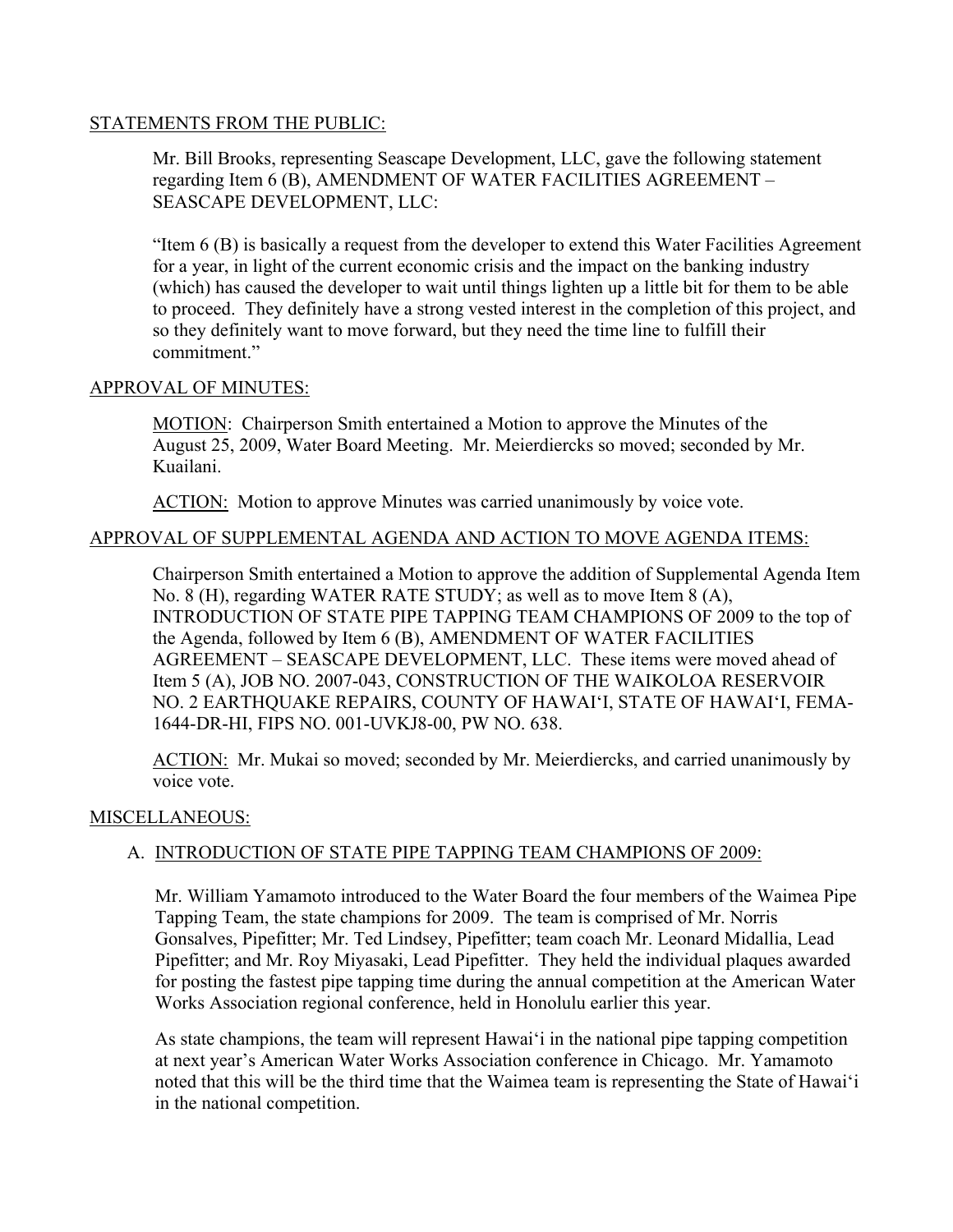STATEMENTS FROM THE PUBLIC:

Mr. Bill Brooks, representing Seascape Development, LLC, gave the following statement regarding Item 6 (B), AMENDMENT OF WATER FACILITIES AGREEMENT – SEASCAPE DEVELOPMENT, LLC:

"Item 6 (B) is basically a request from the developer to extend this Water Facilities Agreement for a year, in light of the current economic crisis and the impact on the banking industry (which) has caused the developer to wait until things lighten up a little bit for them to be able to proceed. They definitely have a strong vested interest in the completion of this project, and so they definitely want to move forward, but they need the time line to fulfill their commitment."

APPROVAL OF MINUTES:

MOTION: Chairperson Smith entertained a Motion to approve the Minutes of the August 25, 2009, Water Board Meeting. Mr. Meierdiercks so moved; seconded by Mr. Kuailani.

ACTION: Motion to approve Minutes was carried unanimously by voice vote.

APPROVAL OF SUPPLEMENTAL AGENDA AND ACTION TO MOVE AGENDA ITEMS:

Chairperson Smith entertained a Motion to approve the addition of Supplemental Agenda Item No. 8 (H), regarding WATER RATE STUDY; as well as to move Item 8 (A), INTRODUCTION OF STATE PIPE TAPPING TEAM CHAMPIONS OF 2009 to the top of the Agenda, followed by Item 6 (B), AMENDMENT OF WATER FACILITIES AGREEMENT – SEASCAPE DEVELOPMENT, LLC. These items were moved ahead of Item 5 (A), JOB NO. 2007-043, CONSTRUCTION OF THE WAIKOLOA RESERVOIR NO. 2 EARTHQUAKE REPAIRS, COUNTY OF HAWAI'I, STATE OF HAWAI'I, FEMA-1644-DR-HI, FIPS NO. 001-UVKJ8-00, PW NO. 638.

ACTION: Mr. Mukai so moved; seconded by Mr. Meierdiercks, and carried unanimously by voice vote.

MISCELLANEOUS:

A. INTRODUCTION OF STATE PIPE TAPPING TEAM CHAMPIONS OF 2009:

Mr. William Yamamoto introduced to the Water Board the four members of the Waimea Pipe Tapping Team, the state champions for 2009. The team is comprised of Mr. Norris Gonsalves, Pipefitter; Mr. Ted Lindsey, Pipefitter; team coach Mr. Leonard Midallia, Lead Pipefitter; and Mr. Roy Miyasaki, Lead Pipefitter. They held the individual plaques awarded for posting the fastest pipe tapping time during the annual competition at the American Water Works Association regional conference, held in Honolulu earlier this year.

As state champions, the team will represent Hawai'i in the national pipe tapping competition at next year's American Water Works Association conference in Chicago. Mr. Yamamoto noted that this will be the third time that the Waimea team is representing the State of Hawai'i in the national competition.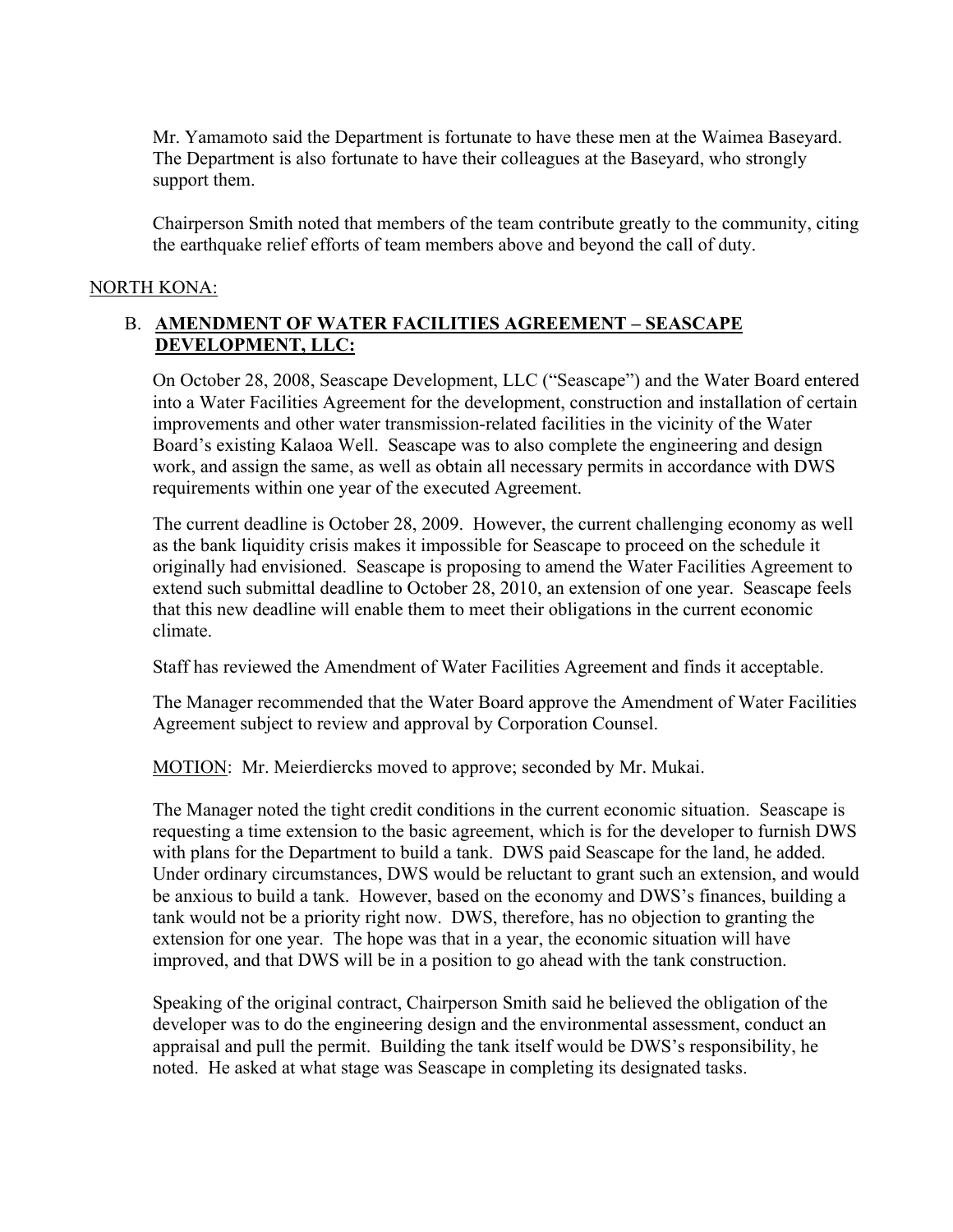Mr. Yamamoto said the Department is fortunate to have these men at the Waimea Baseyard. The Department is also fortunate to have their colleagues at the Baseyard, who strongly support them.

Chairperson Smith noted that members of the team contribute greatly to the community, citing the earthquake relief efforts of team members above and beyond the call of duty.

<u>NORTH KONA:</u>

B. **<u>AMENDMENT OF WATER FACILITIES AGREEMENT – SEASCAPE DEVELOPMENT, LLC:</u>**

On October 28, 2008, Seascape Development, LLC ("Seascape") and the Water Board entered into a Water Facilities Agreement for the development, construction and installation of certain improvements and other water transmission-related facilities in the vicinity of the Water Board's existing Kalaoa Well. Seascape was to also complete the engineering and design work, and assign the same, as well as obtain all necessary permits in accordance with DWS requirements within one year of the executed Agreement.

The current deadline is October 28, 2009. However, the current challenging economy as well as the bank liquidity crisis makes it impossible for Seascape to proceed on the schedule it originally had envisioned. Seascape is proposing to amend the Water Facilities Agreement to extend such submittal deadline to October 28, 2010, an extension of one year. Seascape feels that this new deadline will enable them to meet their obligations in the current economic climate.

Staff has reviewed the Amendment of Water Facilities Agreement and finds it acceptable.

The Manager recommended that the Water Board approve the Amendment of Water Facilities Agreement subject to review and approval by Corporation Counsel.

<u>MOTION</u>: Mr. Meierdiercks moved to approve; seconded by Mr. Mukai.

The Manager noted the tight credit conditions in the current economic situation. Seascape is requesting a time extension to the basic agreement, which is for the developer to furnish DWS with plans for the Department to build a tank. DWS paid Seascape for the land, he added. Under ordinary circumstances, DWS would be reluctant to grant such an extension, and would be anxious to build a tank. However, based on the economy and DWS's finances, building a tank would not be a priority right now. DWS, therefore, has no objection to granting the extension for one year. The hope was that in a year, the economic situation will have improved, and that DWS will be in a position to go ahead with the tank construction.

Speaking of the original contract, Chairperson Smith said he believed the obligation of the developer was to do the engineering design and the environmental assessment, conduct an appraisal and pull the permit. Building the tank itself would be DWS's responsibility, he noted. He asked at what stage was Seascape in completing its designated tasks.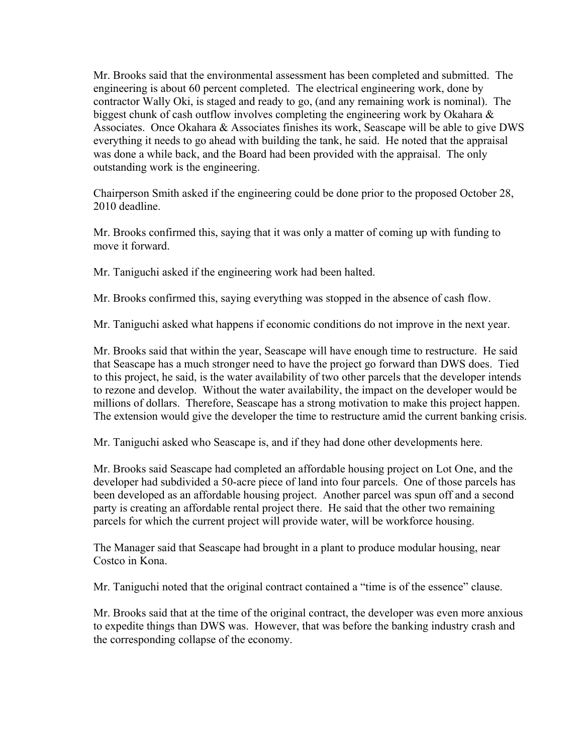Mr. Brooks said that the environmental assessment has been completed and submitted. The engineering is about 60 percent completed. The electrical engineering work, done by contractor Wally Oki, is staged and ready to go, (and any remaining work is nominal). The biggest chunk of cash outflow involves completing the engineering work by Okahara & Associates. Once Okahara & Associates finishes its work, Seascape will be able to give DWS everything it needs to go ahead with building the tank, he said. He noted that the appraisal was done a while back, and the Board had been provided with the appraisal. The only outstanding work is the engineering.

Chairperson Smith asked if the engineering could be done prior to the proposed October 28, 2010 deadline.

Mr. Brooks confirmed this, saying that it was only a matter of coming up with funding to move it forward.

Mr. Taniguchi asked if the engineering work had been halted.

Mr. Brooks confirmed this, saying everything was stopped in the absence of cash flow.

Mr. Taniguchi asked what happens if economic conditions do not improve in the next year.

Mr. Brooks said that within the year, Seascape will have enough time to restructure. He said that Seascape has a much stronger need to have the project go forward than DWS does. Tied to this project, he said, is the water availability of two other parcels that the developer intends to rezone and develop. Without the water availability, the impact on the developer would be millions of dollars. Therefore, Seascape has a strong motivation to make this project happen. The extension would give the developer the time to restructure amid the current banking crisis.

Mr. Taniguchi asked who Seascape is, and if they had done other developments here.

Mr. Brooks said Seascape had completed an affordable housing project on Lot One, and the developer had subdivided a 50-acre piece of land into four parcels. One of those parcels has been developed as an affordable housing project. Another parcel was spun off and a second party is creating an affordable rental project there. He said that the other two remaining parcels for which the current project will provide water, will be workforce housing.

The Manager said that Seascape had brought in a plant to produce modular housing, near Costco in Kona.

Mr. Taniguchi noted that the original contract contained a "time is of the essence" clause.

Mr. Brooks said that at the time of the original contract, the developer was even more anxious to expedite things than DWS was. However, that was before the banking industry crash and the corresponding collapse of the economy.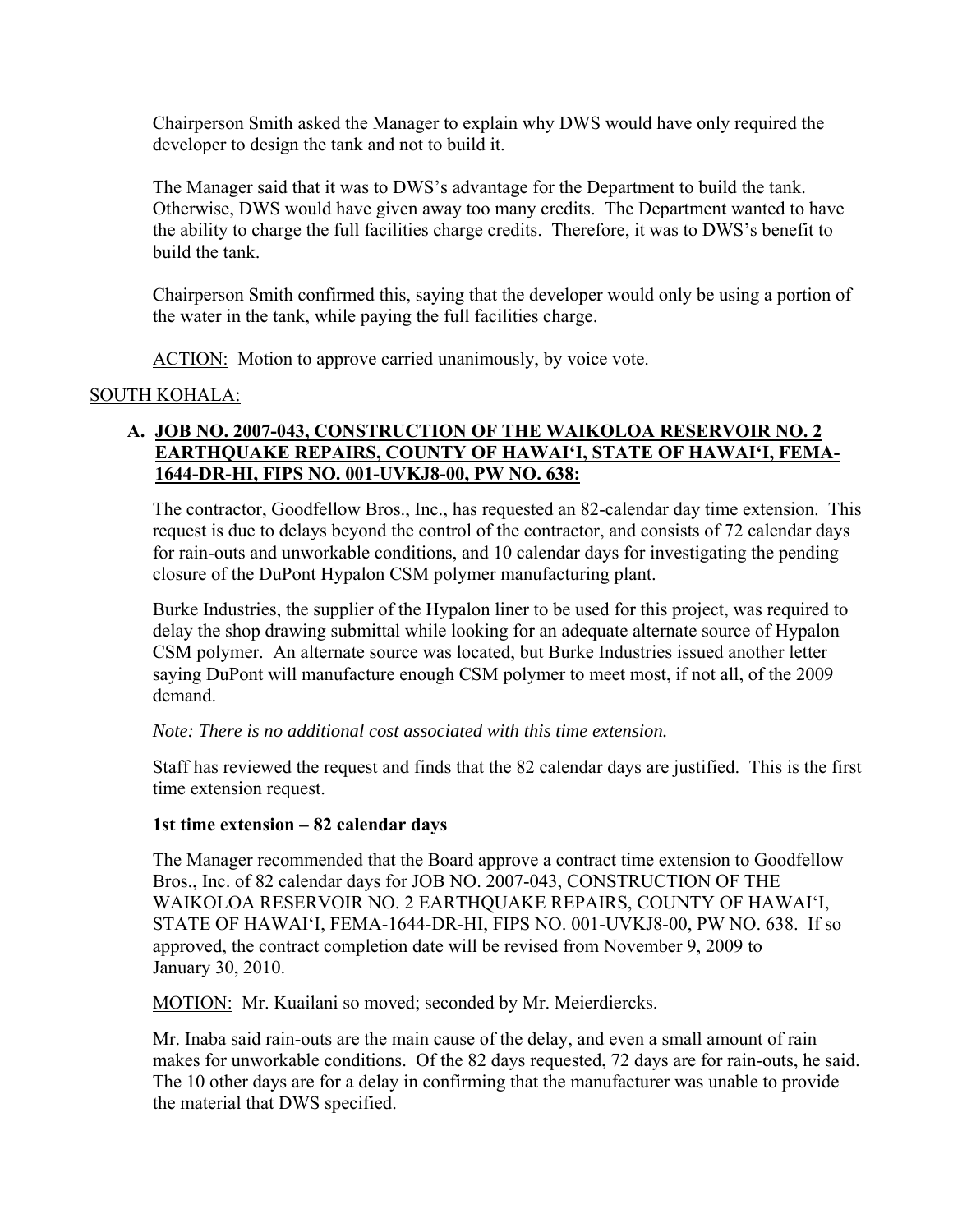Chairperson Smith asked the Manager to explain why DWS would have only required the developer to design the tank and not to build it.

The Manager said that it was to DWS's advantage for the Department to build the tank. Otherwise, DWS would have given away too many credits. The Department wanted to have the ability to charge the full facilities charge credits. Therefore, it was to DWS's benefit to build the tank.

Chairperson Smith confirmed this, saying that the developer would only be using a portion of the water in the tank, while paying the full facilities charge.

ACTION: Motion to approve carried unanimously, by voice vote.

SOUTH KOHALA:

**A. JOB NO. 2007-043, CONSTRUCTION OF THE WAIKOLOA RESERVOIR NO. 2 EARTHQUAKE REPAIRS, COUNTY OF HAWAI'I, STATE OF HAWAI'I, FEMA-1644-DR-HI, FIPS NO. 001-UVKJ8-00, PW NO. 638:**

The contractor, Goodfellow Bros., Inc., has requested an 82-calendar day time extension. This request is due to delays beyond the control of the contractor, and consists of 72 calendar days for rain-outs and unworkable conditions, and 10 calendar days for investigating the pending closure of the DuPont Hypalon CSM polymer manufacturing plant.

Burke Industries, the supplier of the Hypalon liner to be used for this project, was required to delay the shop drawing submittal while looking for an adequate alternate source of Hypalon CSM polymer. An alternate source was located, but Burke Industries issued another letter saying DuPont will manufacture enough CSM polymer to meet most, if not all, of the 2009 demand.

*Note: There is no additional cost associated with this time extension.*

Staff has reviewed the request and finds that the 82 calendar days are justified. This is the first time extension request.

**1st time extension – 82 calendar days**

The Manager recommended that the Board approve a contract time extension to Goodfellow Bros., Inc. of 82 calendar days for JOB NO. 2007-043, CONSTRUCTION OF THE WAIKOLOA RESERVOIR NO. 2 EARTHQUAKE REPAIRS, COUNTY OF HAWAI'I, STATE OF HAWAI'I, FEMA-1644-DR-HI, FIPS NO. 001-UVKJ8-00, PW NO. 638. If so approved, the contract completion date will be revised from November 9, 2009 to January 30, 2010.

MOTION: Mr. Kuailani so moved; seconded by Mr. Meierdiercks.

Mr. Inaba said rain-outs are the main cause of the delay, and even a small amount of rain makes for unworkable conditions. Of the 82 days requested, 72 days are for rain-outs, he said. The 10 other days are for a delay in confirming that the manufacturer was unable to provide the material that DWS specified.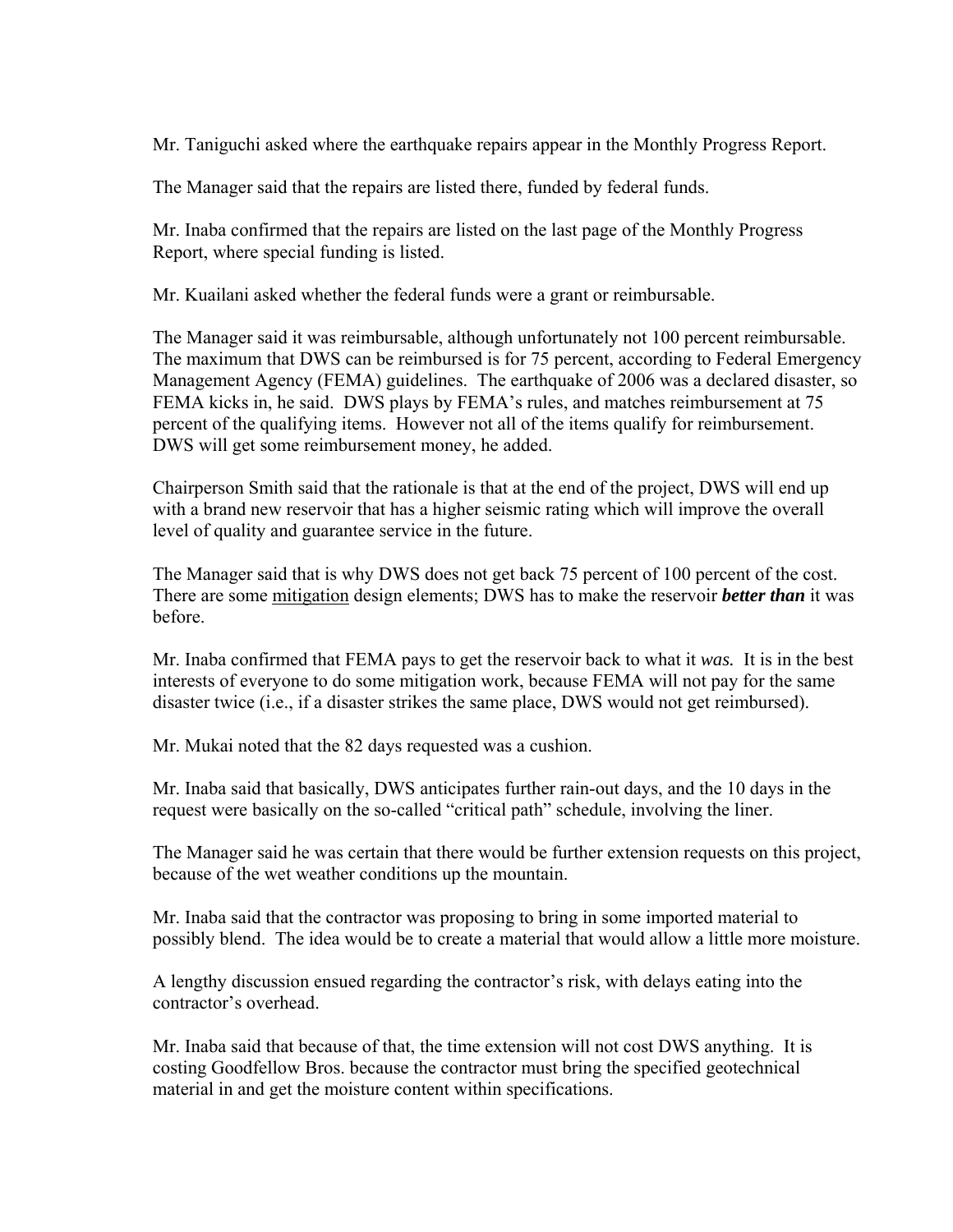Mr. Taniguchi asked where the earthquake repairs appear in the Monthly Progress Report.

The Manager said that the repairs are listed there, funded by federal funds.

Mr. Inaba confirmed that the repairs are listed on the last page of the Monthly Progress Report, where special funding is listed.

Mr. Kuailani asked whether the federal funds were a grant or reimbursable.

The Manager said it was reimbursable, although unfortunately not 100 percent reimbursable. The maximum that DWS can be reimbursed is for 75 percent, according to Federal Emergency Management Agency (FEMA) guidelines. The earthquake of 2006 was a declared disaster, so FEMA kicks in, he said. DWS plays by FEMA's rules, and matches reimbursement at 75 percent of the qualifying items. However not all of the items qualify for reimbursement. DWS will get some reimbursement money, he added.

Chairperson Smith said that the rationale is that at the end of the project, DWS will end up with a brand new reservoir that has a higher seismic rating which will improve the overall level of quality and guarantee service in the future.

The Manager said that is why DWS does not get back 75 percent of 100 percent of the cost. There are some <u>mitigation</u> design elements; DWS has to make the reservoir ***better than*** it was before.

Mr. Inaba confirmed that FEMA pays to get the reservoir back to what it *was.* It is in the best interests of everyone to do some mitigation work, because FEMA will not pay for the same disaster twice (i.e., if a disaster strikes the same place, DWS would not get reimbursed).

Mr. Mukai noted that the 82 days requested was a cushion.

Mr. Inaba said that basically, DWS anticipates further rain-out days, and the 10 days in the request were basically on the so-called "critical path" schedule, involving the liner.

The Manager said he was certain that there would be further extension requests on this project, because of the wet weather conditions up the mountain.

Mr. Inaba said that the contractor was proposing to bring in some imported material to possibly blend. The idea would be to create a material that would allow a little more moisture.

A lengthy discussion ensued regarding the contractor's risk, with delays eating into the contractor's overhead.

Mr. Inaba said that because of that, the time extension will not cost DWS anything. It is costing Goodfellow Bros. because the contractor must bring the specified geotechnical material in and get the moisture content within specifications.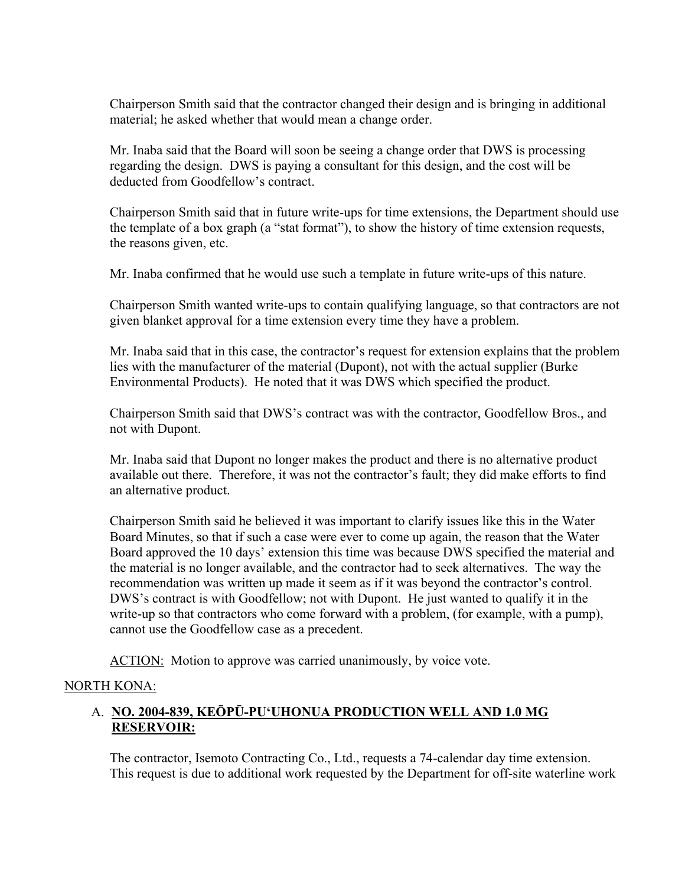Chairperson Smith said that the contractor changed their design and is bringing in additional material; he asked whether that would mean a change order.

Mr. Inaba said that the Board will soon be seeing a change order that DWS is processing regarding the design. DWS is paying a consultant for this design, and the cost will be deducted from Goodfellow's contract.

Chairperson Smith said that in future write-ups for time extensions, the Department should use the template of a box graph (a "stat format"), to show the history of time extension requests, the reasons given, etc.

Mr. Inaba confirmed that he would use such a template in future write-ups of this nature.

Chairperson Smith wanted write-ups to contain qualifying language, so that contractors are not given blanket approval for a time extension every time they have a problem.

Mr. Inaba said that in this case, the contractor's request for extension explains that the problem lies with the manufacturer of the material (Dupont), not with the actual supplier (Burke Environmental Products). He noted that it was DWS which specified the product.

Chairperson Smith said that DWS's contract was with the contractor, Goodfellow Bros., and not with Dupont.

Mr. Inaba said that Dupont no longer makes the product and there is no alternative product available out there. Therefore, it was not the contractor's fault; they did make efforts to find an alternative product.

Chairperson Smith said he believed it was important to clarify issues like this in the Water Board Minutes, so that if such a case were ever to come up again, the reason that the Water Board approved the 10 days' extension this time was because DWS specified the material and the material is no longer available, and the contractor had to seek alternatives. The way the recommendation was written up made it seem as if it was beyond the contractor's control. DWS's contract is with Goodfellow; not with Dupont. He just wanted to qualify it in the write-up so that contractors who come forward with a problem, (for example, with a pump), cannot use the Goodfellow case as a precedent.

<u>ACTION:</u> Motion to approve was carried unanimously, by voice vote.

<u>NORTH KONA:</u>

A. **<u>NO. 2004-839, KEŌPŪ-PUʻUHONUA PRODUCTION WELL AND 1.0 MG RESERVOIR:</u>**

The contractor, Isemoto Contracting Co., Ltd., requests a 74-calendar day time extension. This request is due to additional work requested by the Department for off-site waterline work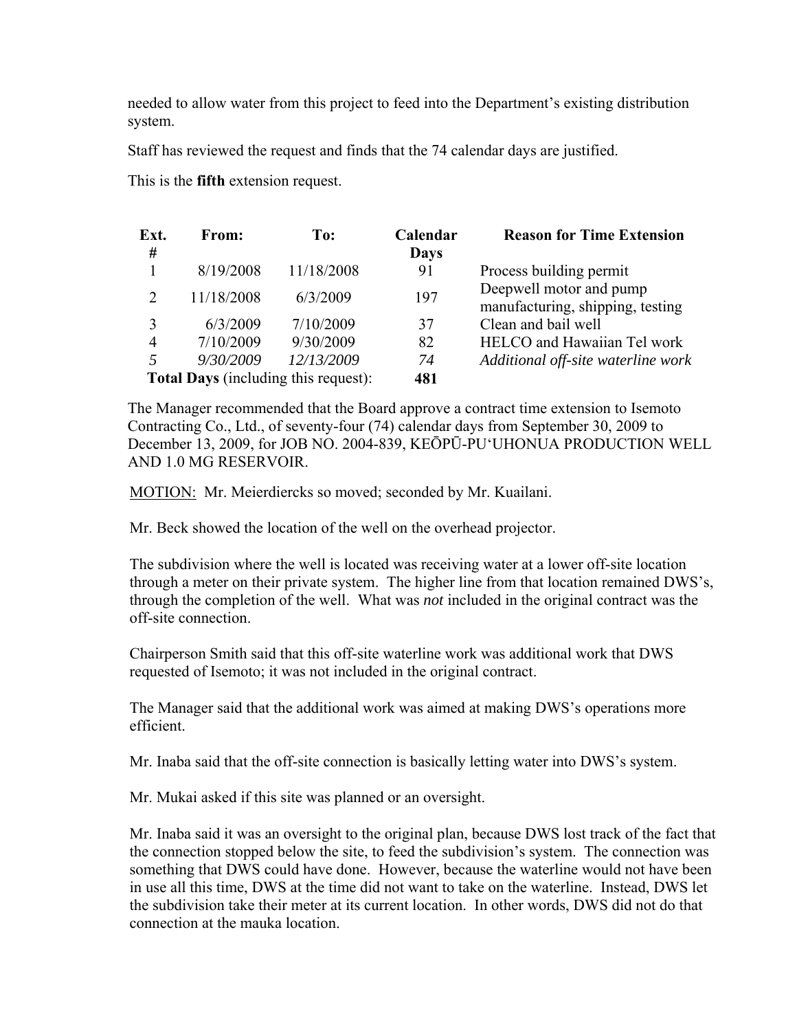needed to allow water from this project to feed into the Department's existing distribution system.

Staff has reviewed the request and finds that the 74 calendar days are justified.

This is the **fifth** extension request.

| Ext. # | From: | To: | Calendar Days | Reason for Time Extension |
|---|---|---|---|---|
| 1 | 8/19/2008 | 11/18/2008 | 91 | Process building permit |
| 2 | 11/18/2008 | 6/3/2009 | 197 | Deepwell motor and pump manufacturing, shipping, testing |
| 3 | 6/3/2009 | 7/10/2009 | 37 | Clean and bail well |
| 4 | 7/10/2009 | 9/30/2009 | 82 | HELCO and Hawaiian Tel work |
| *5* | *9/30/2009* | *12/13/2009* | *74* | *Additional off-site waterline work* |
| **Total Days** (including this request): | | | **481** | |

The Manager recommended that the Board approve a contract time extension to Isemoto Contracting Co., Ltd., of seventy-four (74) calendar days from September 30, 2009 to December 13, 2009, for JOB NO. 2004-839, KEŌPŪ-PU'UHONUA PRODUCTION WELL AND 1.0 MG RESERVOIR.

MOTION: Mr. Meierdiercks so moved; seconded by Mr. Kuailani.

Mr. Beck showed the location of the well on the overhead projector.

The subdivision where the well is located was receiving water at a lower off-site location through a meter on their private system. The higher line from that location remained DWS's, through the completion of the well. What was *not* included in the original contract was the off-site connection.

Chairperson Smith said that this off-site waterline work was additional work that DWS requested of Isemoto; it was not included in the original contract.

The Manager said that the additional work was aimed at making DWS's operations more efficient.

Mr. Inaba said that the off-site connection is basically letting water into DWS's system.

Mr. Mukai asked if this site was planned or an oversight.

Mr. Inaba said it was an oversight to the original plan, because DWS lost track of the fact that the connection stopped below the site, to feed the subdivision's system. The connection was something that DWS could have done. However, because the waterline would not have been in use all this time, DWS at the time did not want to take on the waterline. Instead, DWS let the subdivision take their meter at its current location. In other words, DWS did not do that connection at the mauka location.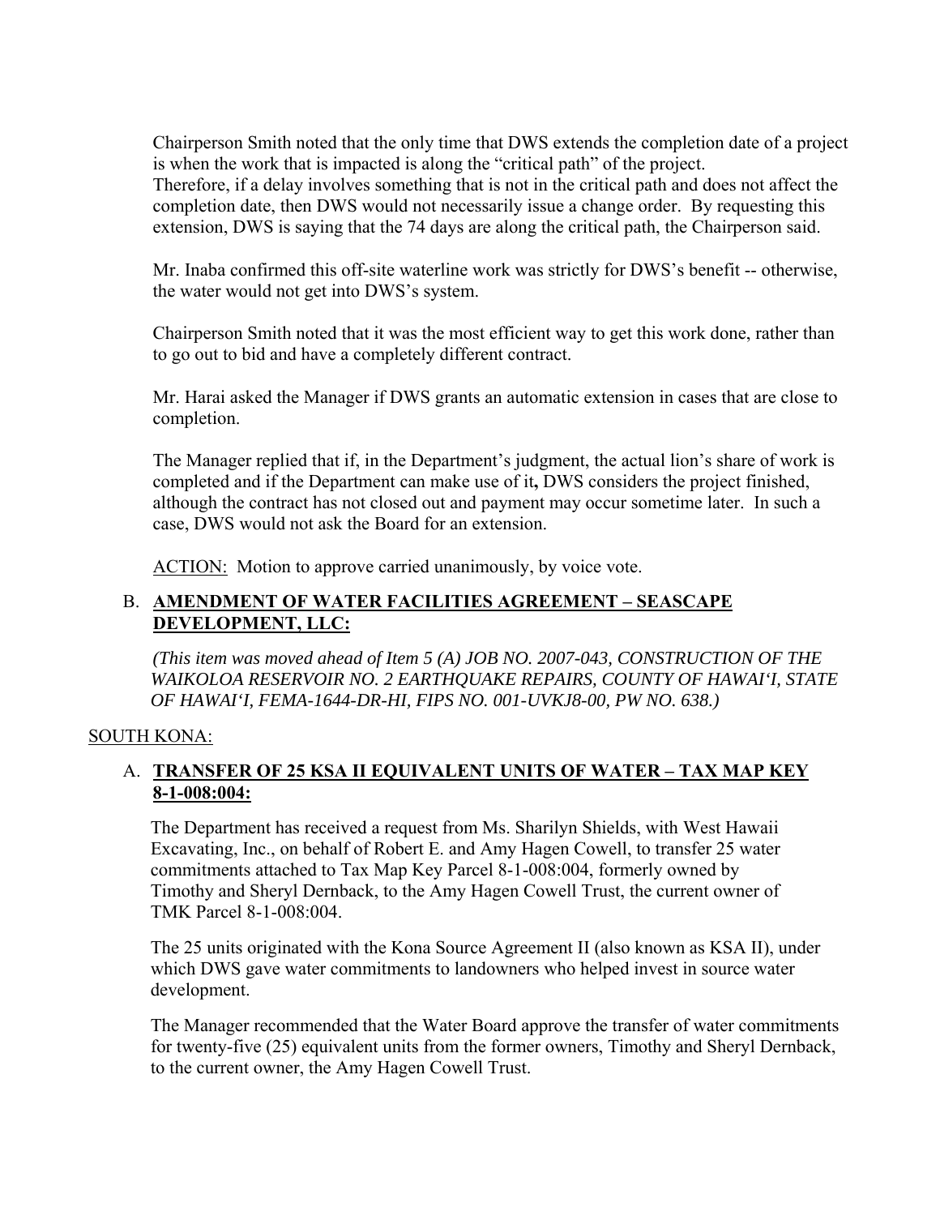Chairperson Smith noted that the only time that DWS extends the completion date of a project is when the work that is impacted is along the "critical path" of the project. Therefore, if a delay involves something that is not in the critical path and does not affect the completion date, then DWS would not necessarily issue a change order. By requesting this extension, DWS is saying that the 74 days are along the critical path, the Chairperson said.

Mr. Inaba confirmed this off-site waterline work was strictly for DWS's benefit -- otherwise, the water would not get into DWS's system.

Chairperson Smith noted that it was the most efficient way to get this work done, rather than to go out to bid and have a completely different contract.

Mr. Harai asked the Manager if DWS grants an automatic extension in cases that are close to completion.

The Manager replied that if, in the Department's judgment, the actual lion's share of work is completed and if the Department can make use of it**,** DWS considers the project finished, although the contract has not closed out and payment may occur sometime later. In such a case, DWS would not ask the Board for an extension.

ACTION: Motion to approve carried unanimously, by voice vote.

B. **AMENDMENT OF WATER FACILITIES AGREEMENT – SEASCAPE DEVELOPMENT, LLC:**

*(This item was moved ahead of Item 5 (A) JOB NO. 2007-043, CONSTRUCTION OF THE WAIKOLOA RESERVOIR NO. 2 EARTHQUAKE REPAIRS, COUNTY OF HAWAI'I, STATE OF HAWAI'I, FEMA-1644-DR-HI, FIPS NO. 001-UVKJ8-00, PW NO. 638.)*

SOUTH KONA:

A. **TRANSFER OF 25 KSA II EQUIVALENT UNITS OF WATER – TAX MAP KEY 8-1-008:004:**

The Department has received a request from Ms. Sharilyn Shields, with West Hawaii Excavating, Inc., on behalf of Robert E. and Amy Hagen Cowell, to transfer 25 water commitments attached to Tax Map Key Parcel 8-1-008:004, formerly owned by Timothy and Sheryl Dernback, to the Amy Hagen Cowell Trust, the current owner of TMK Parcel 8-1-008:004.

The 25 units originated with the Kona Source Agreement II (also known as KSA II), under which DWS gave water commitments to landowners who helped invest in source water development.

The Manager recommended that the Water Board approve the transfer of water commitments for twenty-five (25) equivalent units from the former owners, Timothy and Sheryl Dernback, to the current owner, the Amy Hagen Cowell Trust.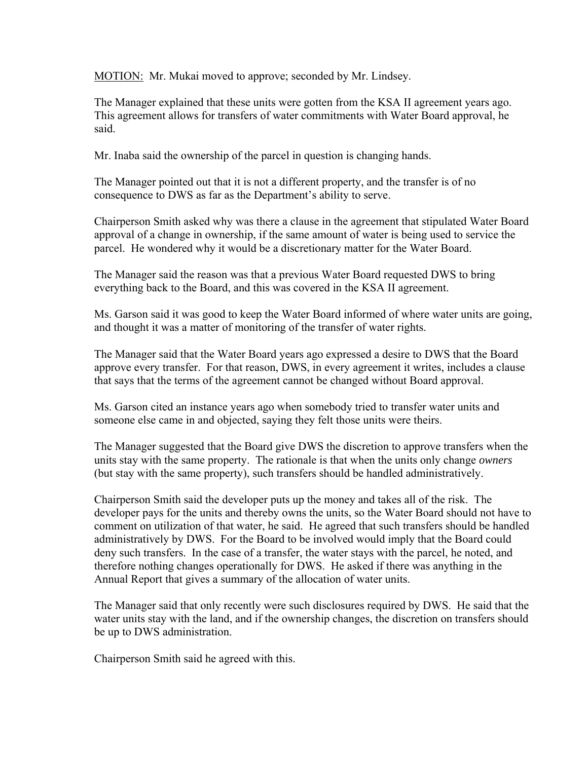<u>MOTION:</u> Mr. Mukai moved to approve; seconded by Mr. Lindsey.

The Manager explained that these units were gotten from the KSA II agreement years ago. This agreement allows for transfers of water commitments with Water Board approval, he said.

Mr. Inaba said the ownership of the parcel in question is changing hands.

The Manager pointed out that it is not a different property, and the transfer is of no consequence to DWS as far as the Department's ability to serve.

Chairperson Smith asked why was there a clause in the agreement that stipulated Water Board approval of a change in ownership, if the same amount of water is being used to service the parcel. He wondered why it would be a discretionary matter for the Water Board.

The Manager said the reason was that a previous Water Board requested DWS to bring everything back to the Board, and this was covered in the KSA II agreement.

Ms. Garson said it was good to keep the Water Board informed of where water units are going, and thought it was a matter of monitoring of the transfer of water rights.

The Manager said that the Water Board years ago expressed a desire to DWS that the Board approve every transfer. For that reason, DWS, in every agreement it writes, includes a clause that says that the terms of the agreement cannot be changed without Board approval.

Ms. Garson cited an instance years ago when somebody tried to transfer water units and someone else came in and objected, saying they felt those units were theirs.

The Manager suggested that the Board give DWS the discretion to approve transfers when the units stay with the same property. The rationale is that when the units only change *owners* (but stay with the same property), such transfers should be handled administratively.

Chairperson Smith said the developer puts up the money and takes all of the risk. The developer pays for the units and thereby owns the units, so the Water Board should not have to comment on utilization of that water, he said. He agreed that such transfers should be handled administratively by DWS. For the Board to be involved would imply that the Board could deny such transfers. In the case of a transfer, the water stays with the parcel, he noted, and therefore nothing changes operationally for DWS. He asked if there was anything in the Annual Report that gives a summary of the allocation of water units.

The Manager said that only recently were such disclosures required by DWS. He said that the water units stay with the land, and if the ownership changes, the discretion on transfers should be up to DWS administration.

Chairperson Smith said he agreed with this.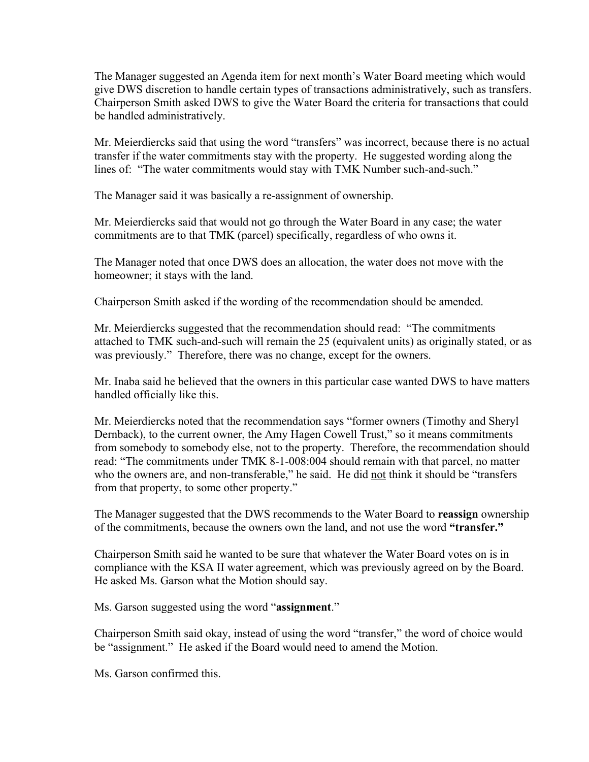The Manager suggested an Agenda item for next month's Water Board meeting which would give DWS discretion to handle certain types of transactions administratively, such as transfers. Chairperson Smith asked DWS to give the Water Board the criteria for transactions that could be handled administratively.

Mr. Meierdiercks said that using the word "transfers" was incorrect, because there is no actual transfer if the water commitments stay with the property. He suggested wording along the lines of: "The water commitments would stay with TMK Number such-and-such."

The Manager said it was basically a re-assignment of ownership.

Mr. Meierdiercks said that would not go through the Water Board in any case; the water commitments are to that TMK (parcel) specifically, regardless of who owns it.

The Manager noted that once DWS does an allocation, the water does not move with the homeowner; it stays with the land.

Chairperson Smith asked if the wording of the recommendation should be amended.

Mr. Meierdiercks suggested that the recommendation should read: "The commitments attached to TMK such-and-such will remain the 25 (equivalent units) as originally stated, or as was previously." Therefore, there was no change, except for the owners.

Mr. Inaba said he believed that the owners in this particular case wanted DWS to have matters handled officially like this.

Mr. Meierdiercks noted that the recommendation says "former owners (Timothy and Sheryl Dernback), to the current owner, the Amy Hagen Cowell Trust," so it means commitments from somebody to somebody else, not to the property. Therefore, the recommendation should read: "The commitments under TMK 8-1-008:004 should remain with that parcel, no matter who the owners are, and non-transferable," he said. He did <u>not</u> think it should be "transfers from that property, to some other property."

The Manager suggested that the DWS recommends to the Water Board to **reassign** ownership of the commitments, because the owners own the land, and not use the word **"transfer."**

Chairperson Smith said he wanted to be sure that whatever the Water Board votes on is in compliance with the KSA II water agreement, which was previously agreed on by the Board. He asked Ms. Garson what the Motion should say.

Ms. Garson suggested using the word "**assignment**."

Chairperson Smith said okay, instead of using the word "transfer," the word of choice would be "assignment." He asked if the Board would need to amend the Motion.

Ms. Garson confirmed this.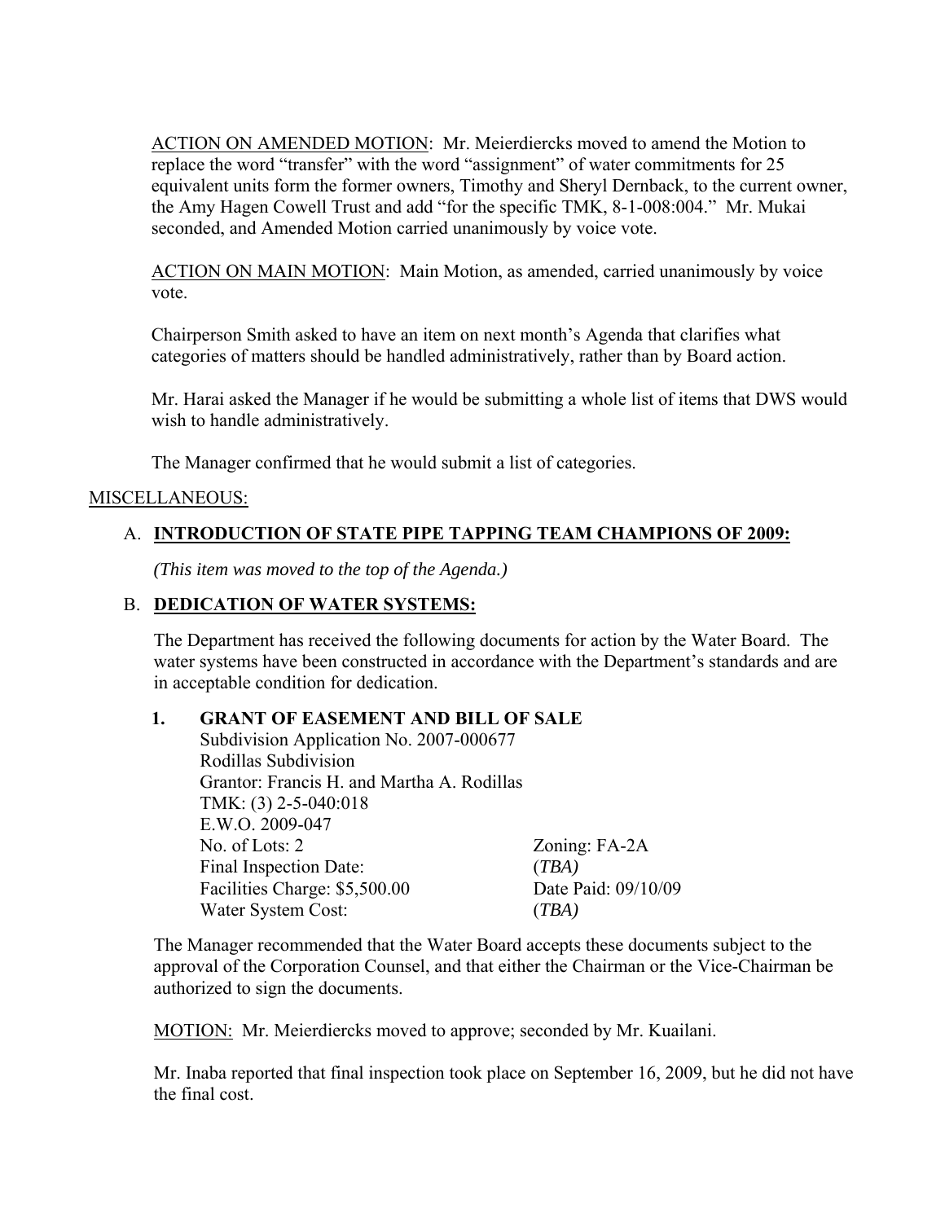ACTION ON AMENDED MOTION: Mr. Meierdiercks moved to amend the Motion to replace the word "transfer" with the word "assignment" of water commitments for 25 equivalent units form the former owners, Timothy and Sheryl Dernback, to the current owner, the Amy Hagen Cowell Trust and add "for the specific TMK, 8-1-008:004." Mr. Mukai seconded, and Amended Motion carried unanimously by voice vote.

ACTION ON MAIN MOTION: Main Motion, as amended, carried unanimously by voice vote.

Chairperson Smith asked to have an item on next month's Agenda that clarifies what categories of matters should be handled administratively, rather than by Board action.

Mr. Harai asked the Manager if he would be submitting a whole list of items that DWS would wish to handle administratively.

The Manager confirmed that he would submit a list of categories.

MISCELLANEOUS:

A. **INTRODUCTION OF STATE PIPE TAPPING TEAM CHAMPIONS OF 2009:**

*(This item was moved to the top of the Agenda.)*

B. **DEDICATION OF WATER SYSTEMS:**

The Department has received the following documents for action by the Water Board. The water systems have been constructed in accordance with the Department's standards and are in acceptable condition for dedication.

**1. GRANT OF EASEMENT AND BILL OF SALE**

Subdivision Application No. 2007-000677
Rodillas Subdivision
Grantor: Francis H. and Martha A. Rodillas
TMK: (3) 2-5-040:018
E.W.O. 2009-047

| | |
|---|---|
| No. of Lots: 2 | Zoning: FA-2A |
| Final Inspection Date: | (*TBA)* |
| Facilities Charge: $5,500.00 | Date Paid: 09/10/09 |
| Water System Cost: | (*TBA)* |

The Manager recommended that the Water Board accepts these documents subject to the approval of the Corporation Counsel, and that either the Chairman or the Vice-Chairman be authorized to sign the documents.

MOTION: Mr. Meierdiercks moved to approve; seconded by Mr. Kuailani.

Mr. Inaba reported that final inspection took place on September 16, 2009, but he did not have the final cost.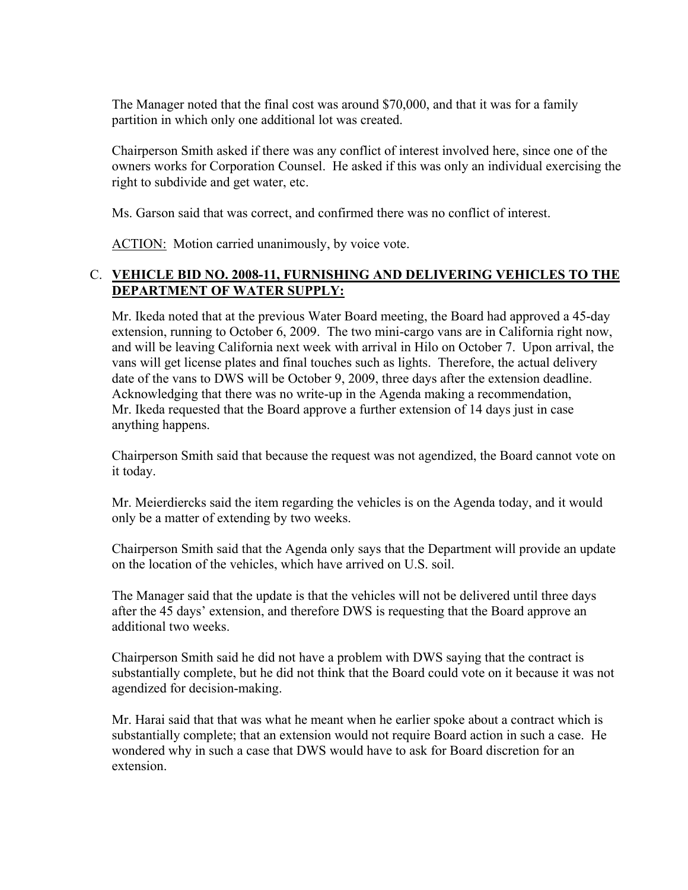The Manager noted that the final cost was around $70,000, and that it was for a family partition in which only one additional lot was created.

Chairperson Smith asked if there was any conflict of interest involved here, since one of the owners works for Corporation Counsel. He asked if this was only an individual exercising the right to subdivide and get water, etc.

Ms. Garson said that was correct, and confirmed there was no conflict of interest.

ACTION: Motion carried unanimously, by voice vote.

C. **VEHICLE BID NO. 2008-11, FURNISHING AND DELIVERING VEHICLES TO THE DEPARTMENT OF WATER SUPPLY:**

Mr. Ikeda noted that at the previous Water Board meeting, the Board had approved a 45-day extension, running to October 6, 2009. The two mini-cargo vans are in California right now, and will be leaving California next week with arrival in Hilo on October 7. Upon arrival, the vans will get license plates and final touches such as lights. Therefore, the actual delivery date of the vans to DWS will be October 9, 2009, three days after the extension deadline. Acknowledging that there was no write-up in the Agenda making a recommendation, Mr. Ikeda requested that the Board approve a further extension of 14 days just in case anything happens.

Chairperson Smith said that because the request was not agendized, the Board cannot vote on it today.

Mr. Meierdiercks said the item regarding the vehicles is on the Agenda today, and it would only be a matter of extending by two weeks.

Chairperson Smith said that the Agenda only says that the Department will provide an update on the location of the vehicles, which have arrived on U.S. soil.

The Manager said that the update is that the vehicles will not be delivered until three days after the 45 days' extension, and therefore DWS is requesting that the Board approve an additional two weeks.

Chairperson Smith said he did not have a problem with DWS saying that the contract is substantially complete, but he did not think that the Board could vote on it because it was not agendized for decision-making.

Mr. Harai said that that was what he meant when he earlier spoke about a contract which is substantially complete; that an extension would not require Board action in such a case. He wondered why in such a case that DWS would have to ask for Board discretion for an extension.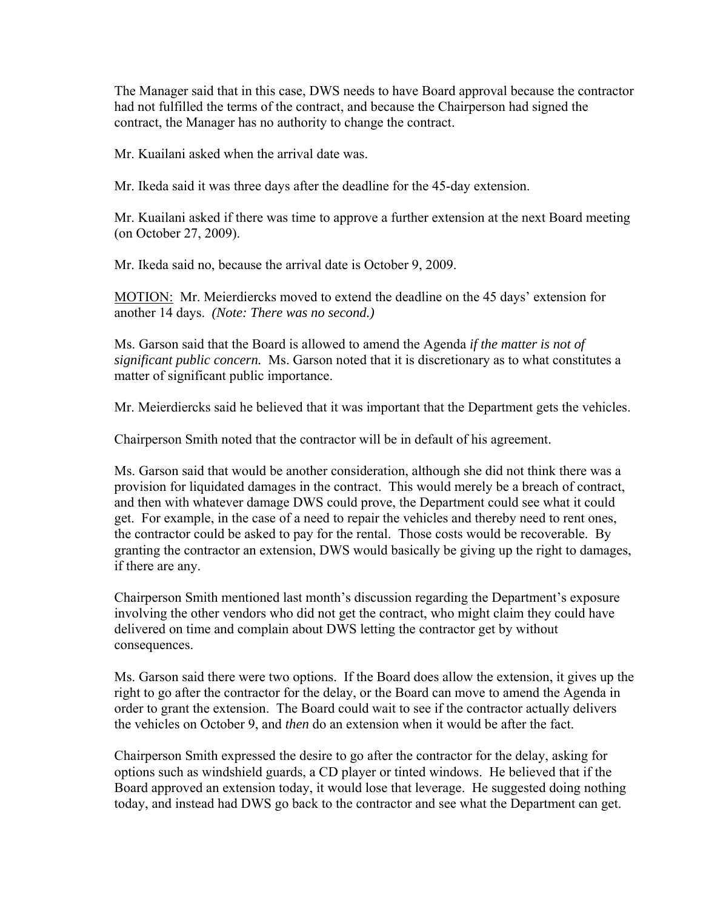The Manager said that in this case, DWS needs to have Board approval because the contractor had not fulfilled the terms of the contract, and because the Chairperson had signed the contract, the Manager has no authority to change the contract.

Mr. Kuailani asked when the arrival date was.

Mr. Ikeda said it was three days after the deadline for the 45-day extension.

Mr. Kuailani asked if there was time to approve a further extension at the next Board meeting (on October 27, 2009).

Mr. Ikeda said no, because the arrival date is October 9, 2009.

<u>MOTION:</u> Mr. Meierdiercks moved to extend the deadline on the 45 days' extension for another 14 days. *(Note: There was no second.)*

Ms. Garson said that the Board is allowed to amend the Agenda *if the matter is not of significant public concern.* Ms. Garson noted that it is discretionary as to what constitutes a matter of significant public importance.

Mr. Meierdiercks said he believed that it was important that the Department gets the vehicles.

Chairperson Smith noted that the contractor will be in default of his agreement.

Ms. Garson said that would be another consideration, although she did not think there was a provision for liquidated damages in the contract. This would merely be a breach of contract, and then with whatever damage DWS could prove, the Department could see what it could get. For example, in the case of a need to repair the vehicles and thereby need to rent ones, the contractor could be asked to pay for the rental. Those costs would be recoverable. By granting the contractor an extension, DWS would basically be giving up the right to damages, if there are any.

Chairperson Smith mentioned last month's discussion regarding the Department's exposure involving the other vendors who did not get the contract, who might claim they could have delivered on time and complain about DWS letting the contractor get by without consequences.

Ms. Garson said there were two options. If the Board does allow the extension, it gives up the right to go after the contractor for the delay, or the Board can move to amend the Agenda in order to grant the extension. The Board could wait to see if the contractor actually delivers the vehicles on October 9, and *then* do an extension when it would be after the fact.

Chairperson Smith expressed the desire to go after the contractor for the delay, asking for options such as windshield guards, a CD player or tinted windows. He believed that if the Board approved an extension today, it would lose that leverage. He suggested doing nothing today, and instead had DWS go back to the contractor and see what the Department can get.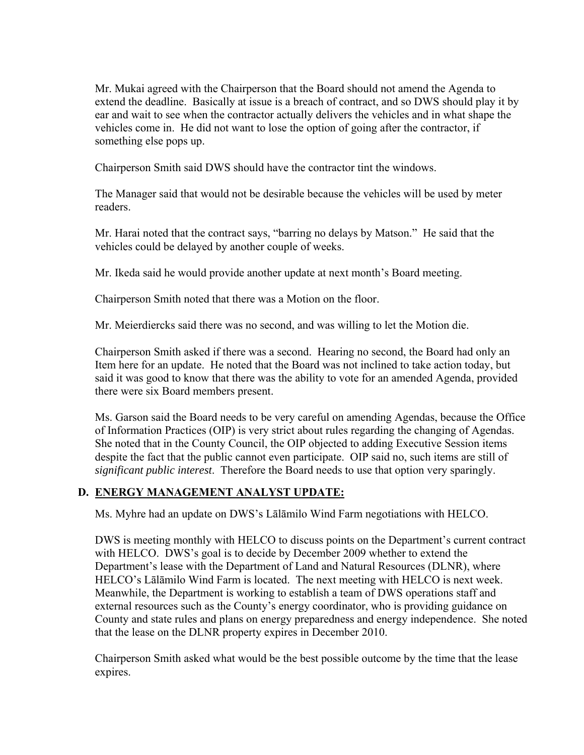Mr. Mukai agreed with the Chairperson that the Board should not amend the Agenda to extend the deadline. Basically at issue is a breach of contract, and so DWS should play it by ear and wait to see when the contractor actually delivers the vehicles and in what shape the vehicles come in. He did not want to lose the option of going after the contractor, if something else pops up.

Chairperson Smith said DWS should have the contractor tint the windows.

The Manager said that would not be desirable because the vehicles will be used by meter readers.

Mr. Harai noted that the contract says, "barring no delays by Matson." He said that the vehicles could be delayed by another couple of weeks.

Mr. Ikeda said he would provide another update at next month's Board meeting.

Chairperson Smith noted that there was a Motion on the floor.

Mr. Meierdiercks said there was no second, and was willing to let the Motion die.

Chairperson Smith asked if there was a second. Hearing no second, the Board had only an Item here for an update. He noted that the Board was not inclined to take action today, but said it was good to know that there was the ability to vote for an amended Agenda, provided there were six Board members present.

Ms. Garson said the Board needs to be very careful on amending Agendas, because the Office of Information Practices (OIP) is very strict about rules regarding the changing of Agendas. She noted that in the County Council, the OIP objected to adding Executive Session items despite the fact that the public cannot even participate. OIP said no, such items are still of *significant public interest*. Therefore the Board needs to use that option very sparingly.

## D. ENERGY MANAGEMENT ANALYST UPDATE:

Ms. Myhre had an update on DWS's Lālāmilo Wind Farm negotiations with HELCO.

DWS is meeting monthly with HELCO to discuss points on the Department's current contract with HELCO. DWS's goal is to decide by December 2009 whether to extend the Department's lease with the Department of Land and Natural Resources (DLNR), where HELCO's Lālāmilo Wind Farm is located. The next meeting with HELCO is next week. Meanwhile, the Department is working to establish a team of DWS operations staff and external resources such as the County's energy coordinator, who is providing guidance on County and state rules and plans on energy preparedness and energy independence. She noted that the lease on the DLNR property expires in December 2010.

Chairperson Smith asked what would be the best possible outcome by the time that the lease expires.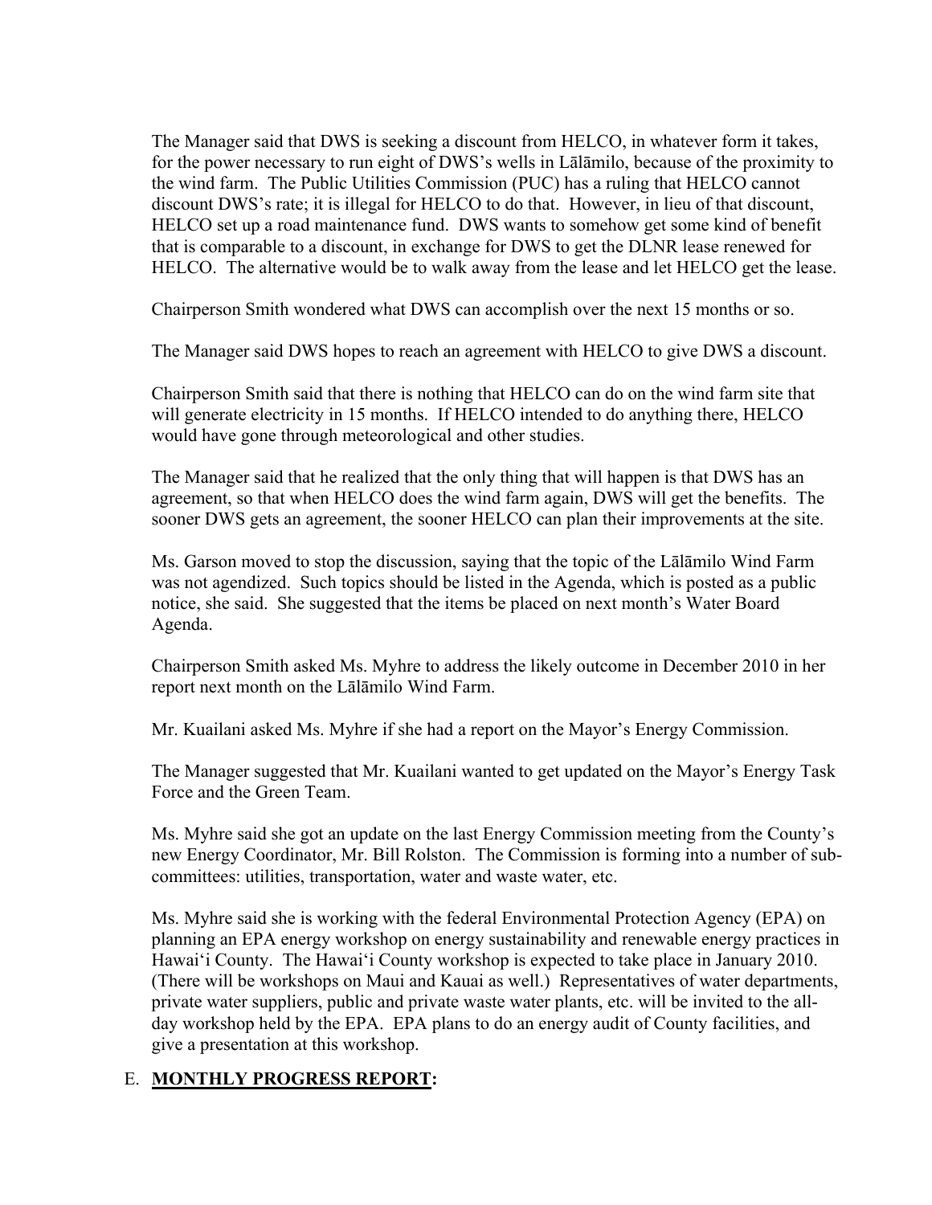The Manager said that DWS is seeking a discount from HELCO, in whatever form it takes, for the power necessary to run eight of DWS's wells in Lālāmilo, because of the proximity to the wind farm. The Public Utilities Commission (PUC) has a ruling that HELCO cannot discount DWS's rate; it is illegal for HELCO to do that. However, in lieu of that discount, HELCO set up a road maintenance fund. DWS wants to somehow get some kind of benefit that is comparable to a discount, in exchange for DWS to get the DLNR lease renewed for HELCO. The alternative would be to walk away from the lease and let HELCO get the lease.

Chairperson Smith wondered what DWS can accomplish over the next 15 months or so.

The Manager said DWS hopes to reach an agreement with HELCO to give DWS a discount.

Chairperson Smith said that there is nothing that HELCO can do on the wind farm site that will generate electricity in 15 months. If HELCO intended to do anything there, HELCO would have gone through meteorological and other studies.

The Manager said that he realized that the only thing that will happen is that DWS has an agreement, so that when HELCO does the wind farm again, DWS will get the benefits. The sooner DWS gets an agreement, the sooner HELCO can plan their improvements at the site.

Ms. Garson moved to stop the discussion, saying that the topic of the Lālāmilo Wind Farm was not agendized. Such topics should be listed in the Agenda, which is posted as a public notice, she said. She suggested that the items be placed on next month's Water Board Agenda.

Chairperson Smith asked Ms. Myhre to address the likely outcome in December 2010 in her report next month on the Lālāmilo Wind Farm.

Mr. Kuailani asked Ms. Myhre if she had a report on the Mayor's Energy Commission.

The Manager suggested that Mr. Kuailani wanted to get updated on the Mayor's Energy Task Force and the Green Team.

Ms. Myhre said she got an update on the last Energy Commission meeting from the County's new Energy Coordinator, Mr. Bill Rolston. The Commission is forming into a number of sub-committees: utilities, transportation, water and waste water, etc.

Ms. Myhre said she is working with the federal Environmental Protection Agency (EPA) on planning an EPA energy workshop on energy sustainability and renewable energy practices in Hawai'i County. The Hawai'i County workshop is expected to take place in January 2010. (There will be workshops on Maui and Kauai as well.) Representatives of water departments, private water suppliers, public and private waste water plants, etc. will be invited to the all-day workshop held by the EPA. EPA plans to do an energy audit of County facilities, and give a presentation at this workshop.

E. **MONTHLY PROGRESS REPORT:**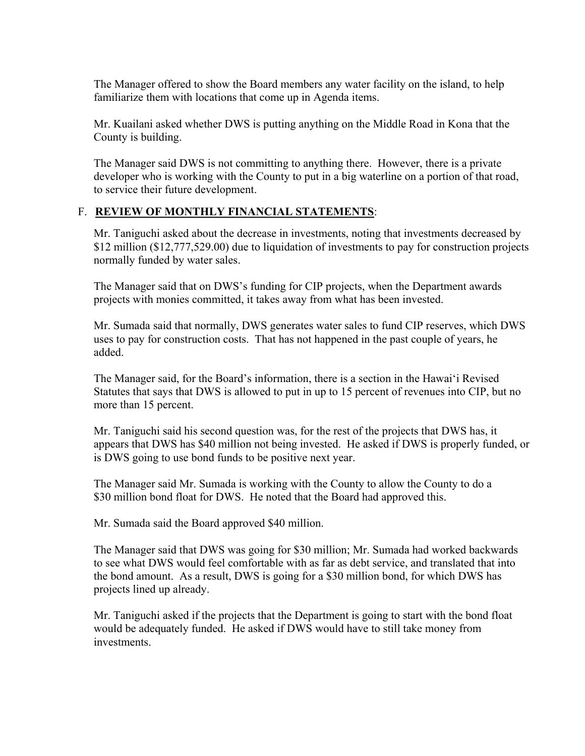The Manager offered to show the Board members any water facility on the island, to help familiarize them with locations that come up in Agenda items.

Mr. Kuailani asked whether DWS is putting anything on the Middle Road in Kona that the County is building.

The Manager said DWS is not committing to anything there. However, there is a private developer who is working with the County to put in a big waterline on a portion of that road, to service their future development.

F. **REVIEW OF MONTHLY FINANCIAL STATEMENTS**:

Mr. Taniguchi asked about the decrease in investments, noting that investments decreased by $12 million ($12,777,529.00) due to liquidation of investments to pay for construction projects normally funded by water sales.

The Manager said that on DWS's funding for CIP projects, when the Department awards projects with monies committed, it takes away from what has been invested.

Mr. Sumada said that normally, DWS generates water sales to fund CIP reserves, which DWS uses to pay for construction costs. That has not happened in the past couple of years, he added.

The Manager said, for the Board's information, there is a section in the Hawai'i Revised Statutes that says that DWS is allowed to put in up to 15 percent of revenues into CIP, but no more than 15 percent.

Mr. Taniguchi said his second question was, for the rest of the projects that DWS has, it appears that DWS has $40 million not being invested. He asked if DWS is properly funded, or is DWS going to use bond funds to be positive next year.

The Manager said Mr. Sumada is working with the County to allow the County to do a $30 million bond float for DWS. He noted that the Board had approved this.

Mr. Sumada said the Board approved $40 million.

The Manager said that DWS was going for $30 million; Mr. Sumada had worked backwards to see what DWS would feel comfortable with as far as debt service, and translated that into the bond amount. As a result, DWS is going for a $30 million bond, for which DWS has projects lined up already.

Mr. Taniguchi asked if the projects that the Department is going to start with the bond float would be adequately funded. He asked if DWS would have to still take money from investments.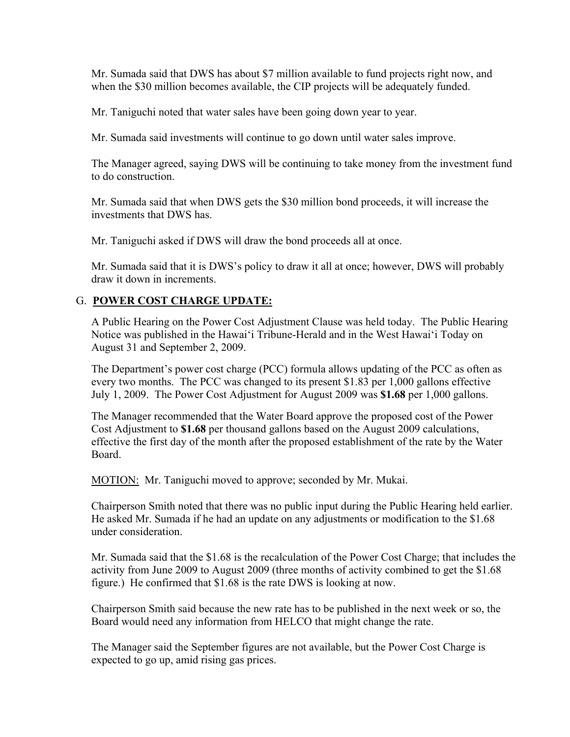Mr. Sumada said that DWS has about $7 million available to fund projects right now, and when the $30 million becomes available, the CIP projects will be adequately funded.

Mr. Taniguchi noted that water sales have been going down year to year.

Mr. Sumada said investments will continue to go down until water sales improve.

The Manager agreed, saying DWS will be continuing to take money from the investment fund to do construction.

Mr. Sumada said that when DWS gets the $30 million bond proceeds, it will increase the investments that DWS has.

Mr. Taniguchi asked if DWS will draw the bond proceeds all at once.

Mr. Sumada said that it is DWS's policy to draw it all at once; however, DWS will probably draw it down in increments.

## G. POWER COST CHARGE UPDATE:

A Public Hearing on the Power Cost Adjustment Clause was held today. The Public Hearing Notice was published in the Hawai'i Tribune-Herald and in the West Hawai'i Today on August 31 and September 2, 2009.

The Department's power cost charge (PCC) formula allows updating of the PCC as often as every two months. The PCC was changed to its present $1.83 per 1,000 gallons effective July 1, 2009. The Power Cost Adjustment for August 2009 was **$1.68** per 1,000 gallons.

The Manager recommended that the Water Board approve the proposed cost of the Power Cost Adjustment to **$1.68** per thousand gallons based on the August 2009 calculations, effective the first day of the month after the proposed establishment of the rate by the Water Board.

<u>MOTION:</u> Mr. Taniguchi moved to approve; seconded by Mr. Mukai.

Chairperson Smith noted that there was no public input during the Public Hearing held earlier. He asked Mr. Sumada if he had an update on any adjustments or modification to the $1.68 under consideration.

Mr. Sumada said that the $1.68 is the recalculation of the Power Cost Charge; that includes the activity from June 2009 to August 2009 (three months of activity combined to get the $1.68 figure.) He confirmed that $1.68 is the rate DWS is looking at now.

Chairperson Smith said because the new rate has to be published in the next week or so, the Board would need any information from HELCO that might change the rate.

The Manager said the September figures are not available, but the Power Cost Charge is expected to go up, amid rising gas prices.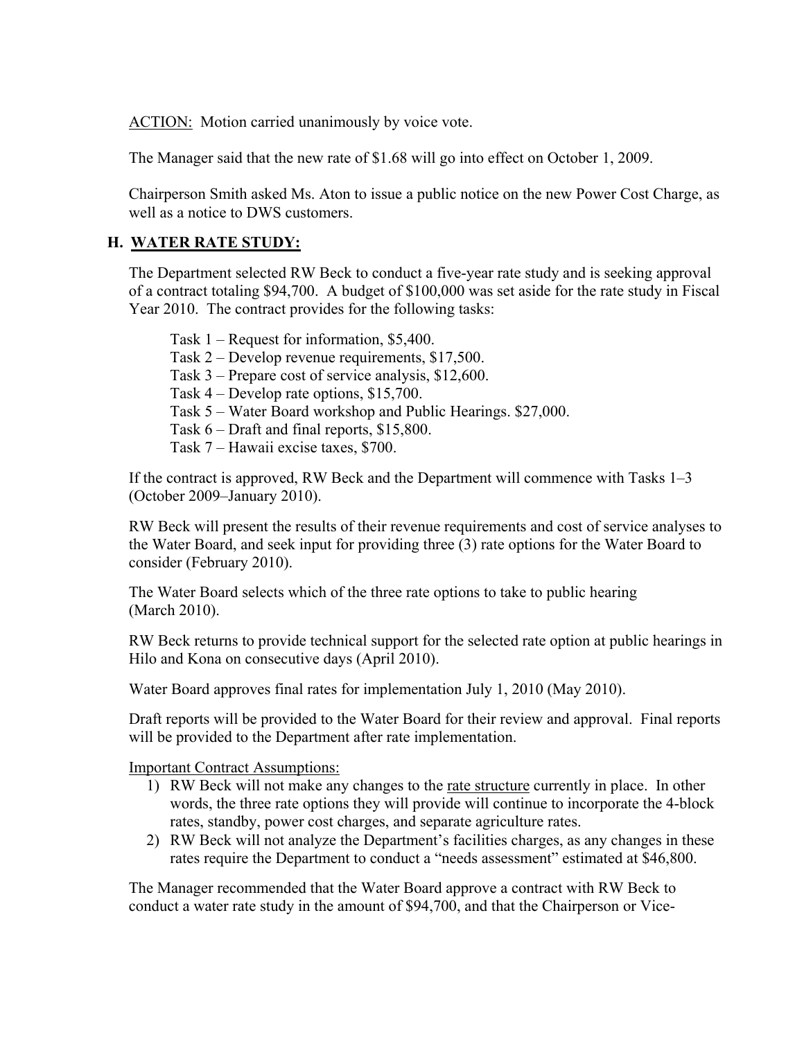ACTION: Motion carried unanimously by voice vote.

The Manager said that the new rate of $1.68 will go into effect on October 1, 2009.

Chairperson Smith asked Ms. Aton to issue a public notice on the new Power Cost Charge, as well as a notice to DWS customers.

## H. WATER RATE STUDY:

The Department selected RW Beck to conduct a five-year rate study and is seeking approval of a contract totaling $94,700. A budget of $100,000 was set aside for the rate study in Fiscal Year 2010. The contract provides for the following tasks:

Task 1 – Request for information, $5,400.
Task 2 – Develop revenue requirements, $17,500.
Task 3 – Prepare cost of service analysis, $12,600.
Task 4 – Develop rate options, $15,700.
Task 5 – Water Board workshop and Public Hearings. $27,000.
Task 6 – Draft and final reports, $15,800.
Task 7 – Hawaii excise taxes, $700.

If the contract is approved, RW Beck and the Department will commence with Tasks 1–3 (October 2009–January 2010).

RW Beck will present the results of their revenue requirements and cost of service analyses to the Water Board, and seek input for providing three (3) rate options for the Water Board to consider (February 2010).

The Water Board selects which of the three rate options to take to public hearing (March 2010).

RW Beck returns to provide technical support for the selected rate option at public hearings in Hilo and Kona on consecutive days (April 2010).

Water Board approves final rates for implementation July 1, 2010 (May 2010).

Draft reports will be provided to the Water Board for their review and approval. Final reports will be provided to the Department after rate implementation.

Important Contract Assumptions:

1) RW Beck will not make any changes to the rate structure currently in place. In other words, the three rate options they will provide will continue to incorporate the 4-block rates, standby, power cost charges, and separate agriculture rates.
2) RW Beck will not analyze the Department's facilities charges, as any changes in these rates require the Department to conduct a "needs assessment" estimated at $46,800.

The Manager recommended that the Water Board approve a contract with RW Beck to conduct a water rate study in the amount of $94,700, and that the Chairperson or Vice-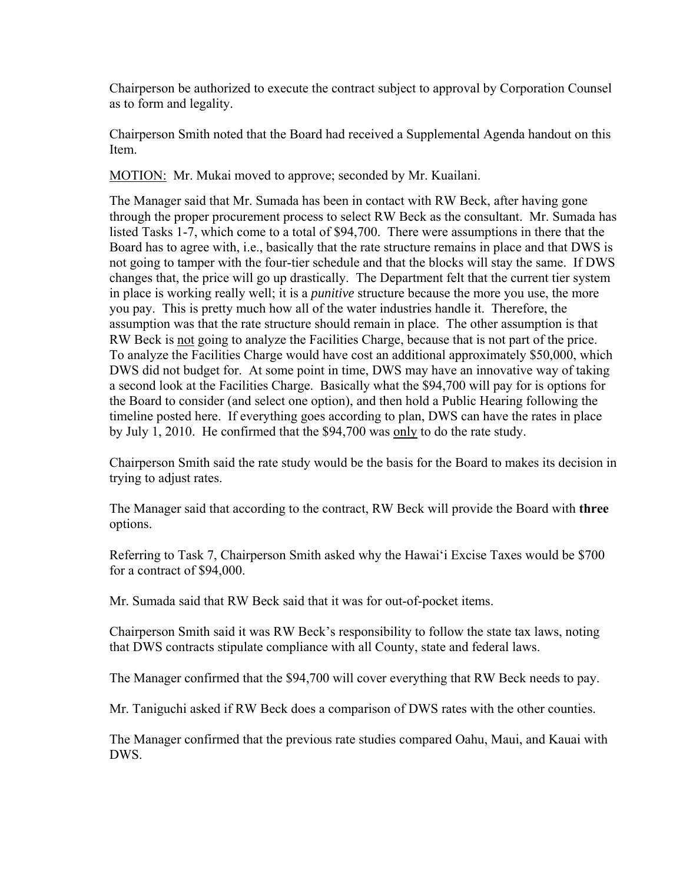Chairperson be authorized to execute the contract subject to approval by Corporation Counsel as to form and legality.

Chairperson Smith noted that the Board had received a Supplemental Agenda handout on this Item.

<u>MOTION:</u> Mr. Mukai moved to approve; seconded by Mr. Kuailani.

The Manager said that Mr. Sumada has been in contact with RW Beck, after having gone through the proper procurement process to select RW Beck as the consultant. Mr. Sumada has listed Tasks 1-7, which come to a total of $94,700. There were assumptions in there that the Board has to agree with, i.e., basically that the rate structure remains in place and that DWS is not going to tamper with the four-tier schedule and that the blocks will stay the same. If DWS changes that, the price will go up drastically. The Department felt that the current tier system in place is working really well; it is a *punitive* structure because the more you use, the more you pay. This is pretty much how all of the water industries handle it. Therefore, the assumption was that the rate structure should remain in place. The other assumption is that RW Beck is <u>not</u> going to analyze the Facilities Charge, because that is not part of the price. To analyze the Facilities Charge would have cost an additional approximately $50,000, which DWS did not budget for. At some point in time, DWS may have an innovative way of taking a second look at the Facilities Charge. Basically what the $94,700 will pay for is options for the Board to consider (and select one option), and then hold a Public Hearing following the timeline posted here. If everything goes according to plan, DWS can have the rates in place by July 1, 2010. He confirmed that the $94,700 was <u>only</u> to do the rate study.

Chairperson Smith said the rate study would be the basis for the Board to makes its decision in trying to adjust rates.

The Manager said that according to the contract, RW Beck will provide the Board with **three** options.

Referring to Task 7, Chairperson Smith asked why the Hawai'i Excise Taxes would be $700 for a contract of $94,000.

Mr. Sumada said that RW Beck said that it was for out-of-pocket items.

Chairperson Smith said it was RW Beck's responsibility to follow the state tax laws, noting that DWS contracts stipulate compliance with all County, state and federal laws.

The Manager confirmed that the $94,700 will cover everything that RW Beck needs to pay.

Mr. Taniguchi asked if RW Beck does a comparison of DWS rates with the other counties.

The Manager confirmed that the previous rate studies compared Oahu, Maui, and Kauai with DWS.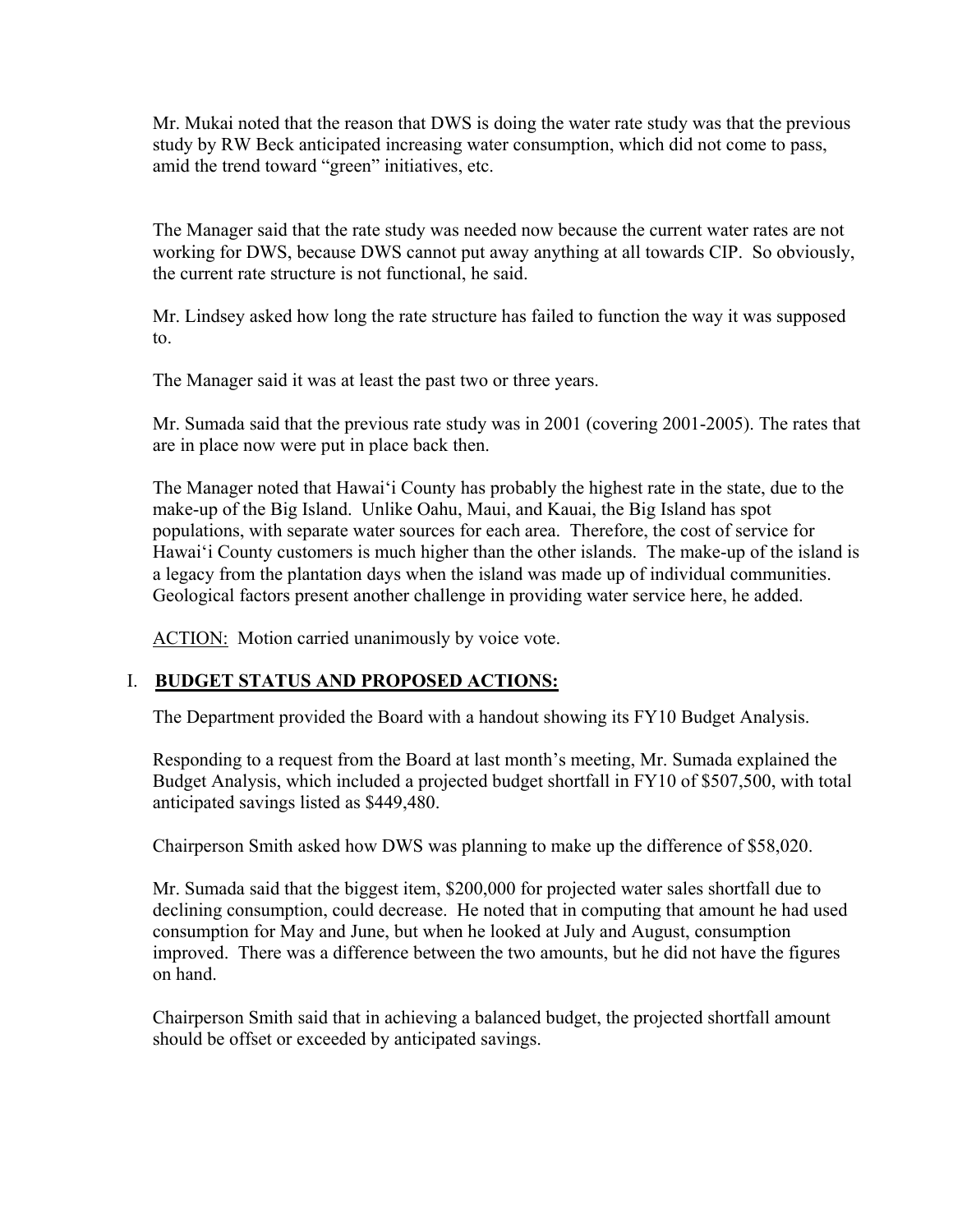Mr. Mukai noted that the reason that DWS is doing the water rate study was that the previous study by RW Beck anticipated increasing water consumption, which did not come to pass, amid the trend toward "green" initiatives, etc.

The Manager said that the rate study was needed now because the current water rates are not working for DWS, because DWS cannot put away anything at all towards CIP. So obviously, the current rate structure is not functional, he said.

Mr. Lindsey asked how long the rate structure has failed to function the way it was supposed to.

The Manager said it was at least the past two or three years.

Mr. Sumada said that the previous rate study was in 2001 (covering 2001-2005). The rates that are in place now were put in place back then.

The Manager noted that Hawai'i County has probably the highest rate in the state, due to the make-up of the Big Island. Unlike Oahu, Maui, and Kauai, the Big Island has spot populations, with separate water sources for each area. Therefore, the cost of service for Hawai'i County customers is much higher than the other islands. The make-up of the island is a legacy from the plantation days when the island was made up of individual communities. Geological factors present another challenge in providing water service here, he added.

<u>ACTION:</u> Motion carried unanimously by voice vote.

## I. BUDGET STATUS AND PROPOSED ACTIONS:

The Department provided the Board with a handout showing its FY10 Budget Analysis.

Responding to a request from the Board at last month's meeting, Mr. Sumada explained the Budget Analysis, which included a projected budget shortfall in FY10 of $507,500, with total anticipated savings listed as $449,480.

Chairperson Smith asked how DWS was planning to make up the difference of $58,020.

Mr. Sumada said that the biggest item, $200,000 for projected water sales shortfall due to declining consumption, could decrease. He noted that in computing that amount he had used consumption for May and June, but when he looked at July and August, consumption improved. There was a difference between the two amounts, but he did not have the figures on hand.

Chairperson Smith said that in achieving a balanced budget, the projected shortfall amount should be offset or exceeded by anticipated savings.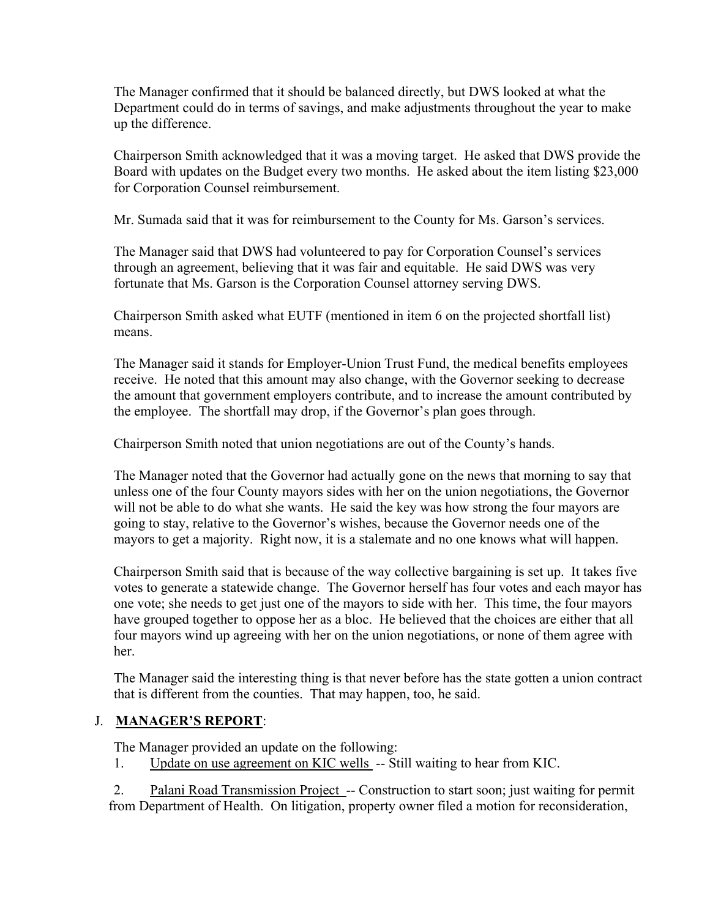The Manager confirmed that it should be balanced directly, but DWS looked at what the Department could do in terms of savings, and make adjustments throughout the year to make up the difference.

Chairperson Smith acknowledged that it was a moving target. He asked that DWS provide the Board with updates on the Budget every two months. He asked about the item listing $23,000 for Corporation Counsel reimbursement.

Mr. Sumada said that it was for reimbursement to the County for Ms. Garson's services.

The Manager said that DWS had volunteered to pay for Corporation Counsel's services through an agreement, believing that it was fair and equitable. He said DWS was very fortunate that Ms. Garson is the Corporation Counsel attorney serving DWS.

Chairperson Smith asked what EUTF (mentioned in item 6 on the projected shortfall list) means.

The Manager said it stands for Employer-Union Trust Fund, the medical benefits employees receive. He noted that this amount may also change, with the Governor seeking to decrease the amount that government employers contribute, and to increase the amount contributed by the employee. The shortfall may drop, if the Governor's plan goes through.

Chairperson Smith noted that union negotiations are out of the County's hands.

The Manager noted that the Governor had actually gone on the news that morning to say that unless one of the four County mayors sides with her on the union negotiations, the Governor will not be able to do what she wants. He said the key was how strong the four mayors are going to stay, relative to the Governor's wishes, because the Governor needs one of the mayors to get a majority. Right now, it is a stalemate and no one knows what will happen.

Chairperson Smith said that is because of the way collective bargaining is set up. It takes five votes to generate a statewide change. The Governor herself has four votes and each mayor has one vote; she needs to get just one of the mayors to side with her. This time, the four mayors have grouped together to oppose her as a bloc. He believed that the choices are either that all four mayors wind up agreeing with her on the union negotiations, or none of them agree with her.

The Manager said the interesting thing is that never before has the state gotten a union contract that is different from the counties. That may happen, too, he said.

## J. MANAGER'S REPORT:

The Manager provided an update on the following:

1. Update on use agreement on KIC wells -- Still waiting to hear from KIC.
2. Palani Road Transmission Project -- Construction to start soon; just waiting for permit from Department of Health. On litigation, property owner filed a motion for reconsideration,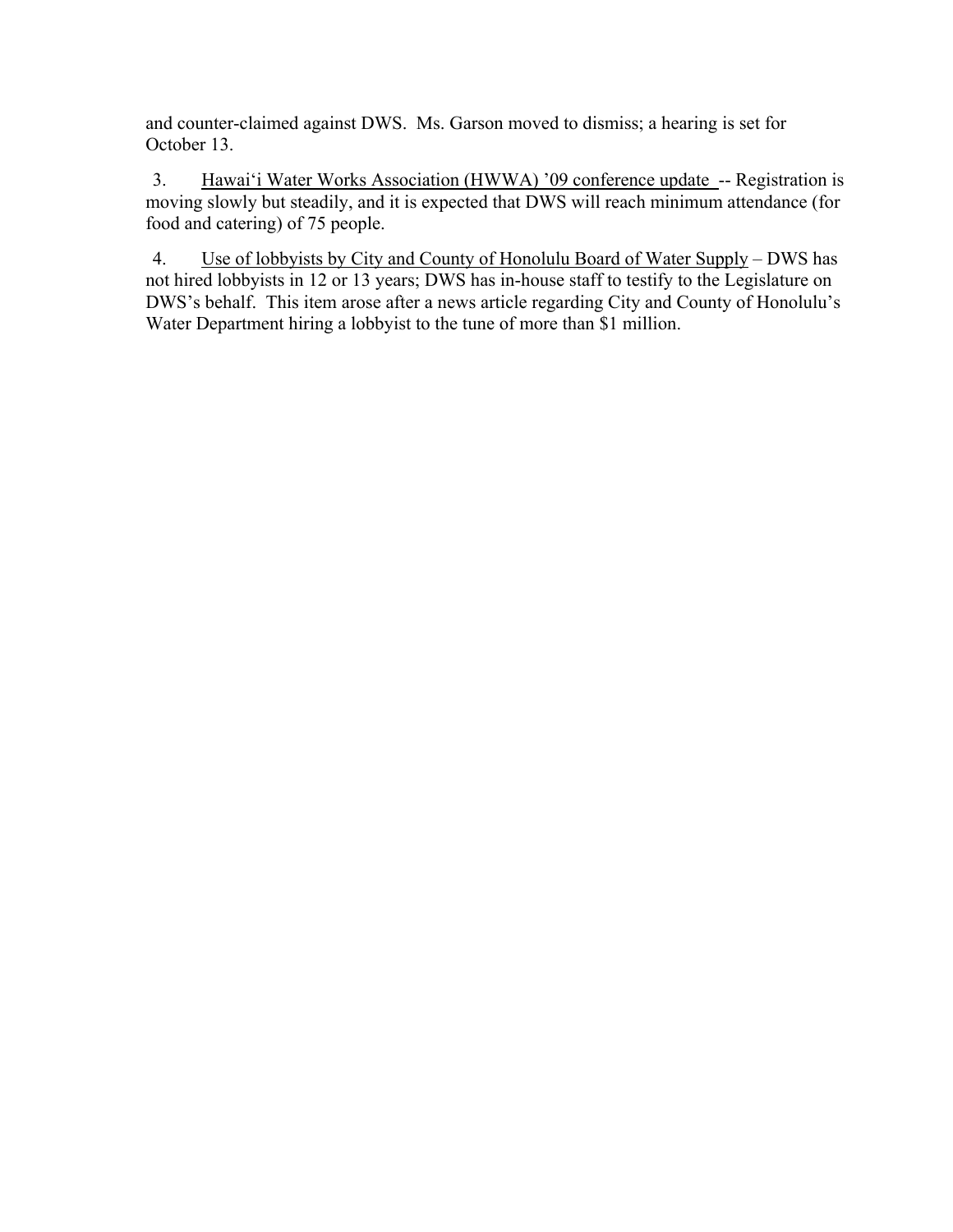and counter-claimed against DWS. Ms. Garson moved to dismiss; a hearing is set for October 13.

3. <u>Hawai‘i Water Works Association (HWWA) ’09 conference update</u> -- Registration is moving slowly but steadily, and it is expected that DWS will reach minimum attendance (for food and catering) of 75 people.

4. <u>Use of lobbyists by City and County of Honolulu Board of Water Supply</u> – DWS has not hired lobbyists in 12 or 13 years; DWS has in-house staff to testify to the Legislature on DWS’s behalf. This item arose after a news article regarding City and County of Honolulu’s Water Department hiring a lobbyist to the tune of more than $1 million.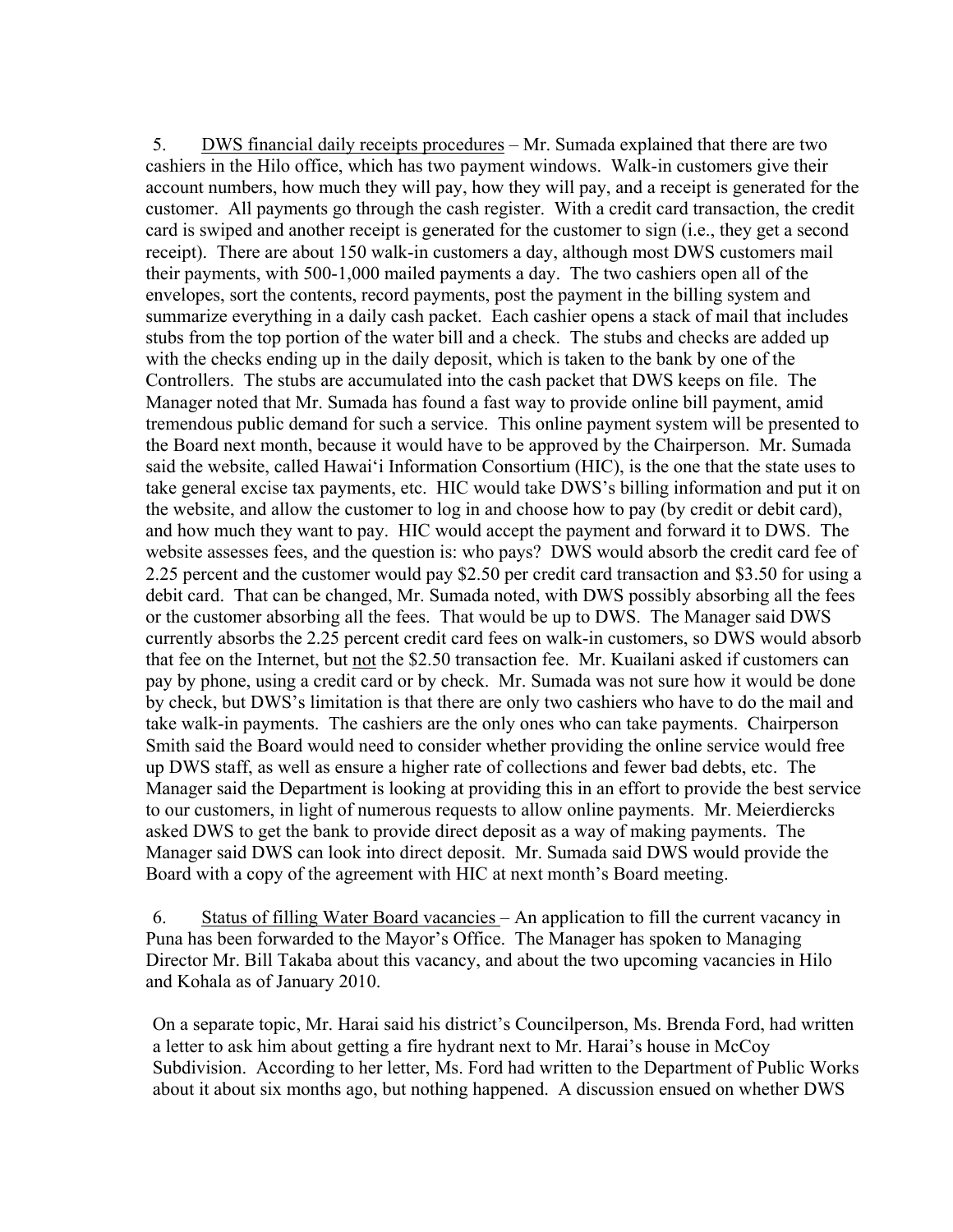5. <u>DWS financial daily receipts procedures</u> – Mr. Sumada explained that there are two cashiers in the Hilo office, which has two payment windows. Walk-in customers give their account numbers, how much they will pay, how they will pay, and a receipt is generated for the customer. All payments go through the cash register. With a credit card transaction, the credit card is swiped and another receipt is generated for the customer to sign (i.e., they get a second receipt). There are about 150 walk-in customers a day, although most DWS customers mail their payments, with 500-1,000 mailed payments a day. The two cashiers open all of the envelopes, sort the contents, record payments, post the payment in the billing system and summarize everything in a daily cash packet. Each cashier opens a stack of mail that includes stubs from the top portion of the water bill and a check. The stubs and checks are added up with the checks ending up in the daily deposit, which is taken to the bank by one of the Controllers. The stubs are accumulated into the cash packet that DWS keeps on file. The Manager noted that Mr. Sumada has found a fast way to provide online bill payment, amid tremendous public demand for such a service. This online payment system will be presented to the Board next month, because it would have to be approved by the Chairperson. Mr. Sumada said the website, called Hawai'i Information Consortium (HIC), is the one that the state uses to take general excise tax payments, etc. HIC would take DWS's billing information and put it on the website, and allow the customer to log in and choose how to pay (by credit or debit card), and how much they want to pay. HIC would accept the payment and forward it to DWS. The website assesses fees, and the question is: who pays? DWS would absorb the credit card fee of 2.25 percent and the customer would pay $2.50 per credit card transaction and $3.50 for using a debit card. That can be changed, Mr. Sumada noted, with DWS possibly absorbing all the fees or the customer absorbing all the fees. That would be up to DWS. The Manager said DWS currently absorbs the 2.25 percent credit card fees on walk-in customers, so DWS would absorb that fee on the Internet, but <u>not</u> the $2.50 transaction fee. Mr. Kuailani asked if customers can pay by phone, using a credit card or by check. Mr. Sumada was not sure how it would be done by check, but DWS's limitation is that there are only two cashiers who have to do the mail and take walk-in payments. The cashiers are the only ones who can take payments. Chairperson Smith said the Board would need to consider whether providing the online service would free up DWS staff, as well as ensure a higher rate of collections and fewer bad debts, etc. The Manager said the Department is looking at providing this in an effort to provide the best service to our customers, in light of numerous requests to allow online payments. Mr. Meierdiercks asked DWS to get the bank to provide direct deposit as a way of making payments. The Manager said DWS can look into direct deposit. Mr. Sumada said DWS would provide the Board with a copy of the agreement with HIC at next month's Board meeting.

6. <u>Status of filling Water Board vacancies</u> – An application to fill the current vacancy in Puna has been forwarded to the Mayor's Office. The Manager has spoken to Managing Director Mr. Bill Takaba about this vacancy, and about the two upcoming vacancies in Hilo and Kohala as of January 2010.

On a separate topic, Mr. Harai said his district's Councilperson, Ms. Brenda Ford, had written a letter to ask him about getting a fire hydrant next to Mr. Harai's house in McCoy Subdivision. According to her letter, Ms. Ford had written to the Department of Public Works about it about six months ago, but nothing happened. A discussion ensued on whether DWS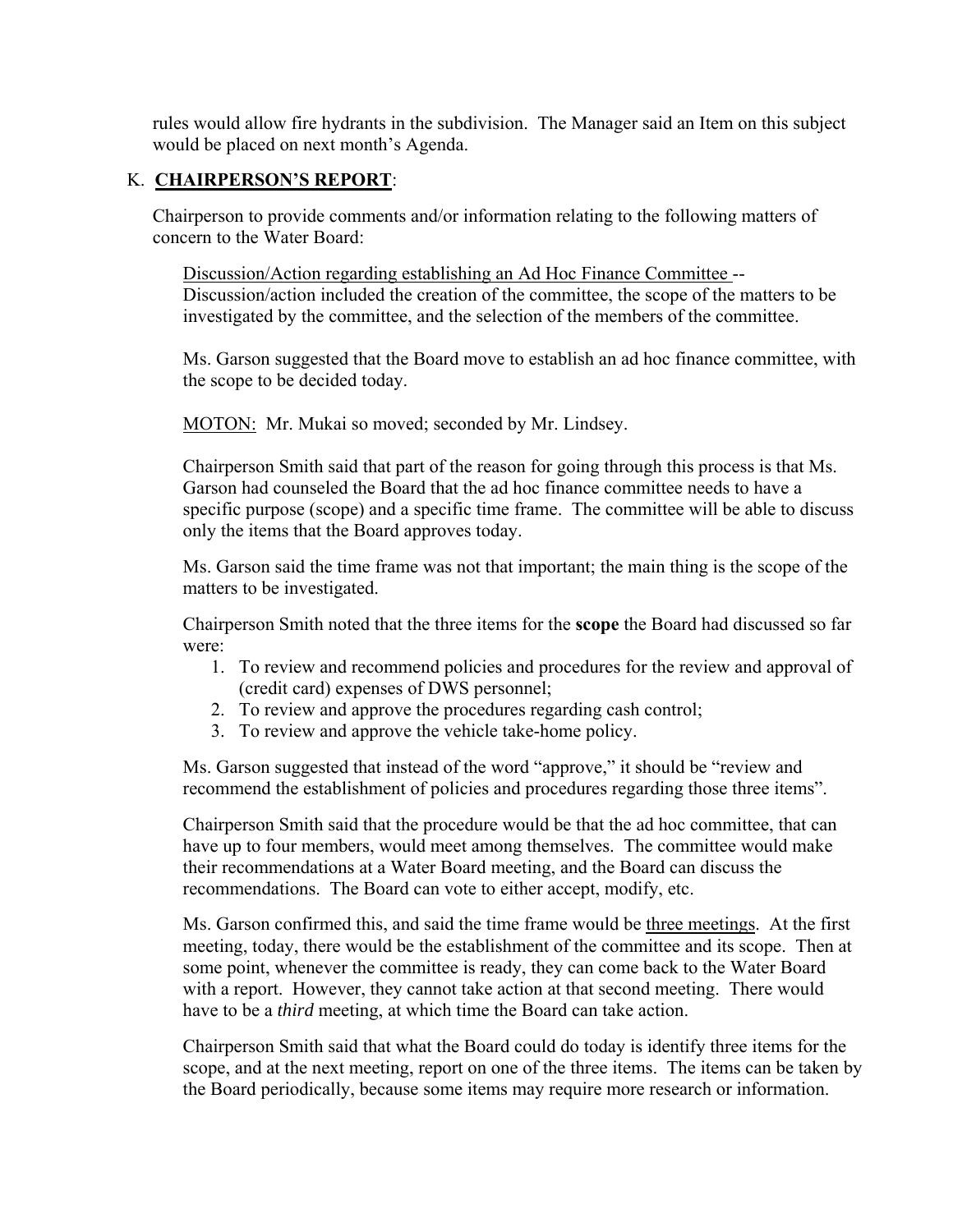rules would allow fire hydrants in the subdivision. The Manager said an Item on this subject would be placed on next month's Agenda.

## K. **CHAIRPERSON'S REPORT**:

Chairperson to provide comments and/or information relating to the following matters of concern to the Water Board:

Discussion/Action regarding establishing an Ad Hoc Finance Committee -- Discussion/action included the creation of the committee, the scope of the matters to be investigated by the committee, and the selection of the members of the committee.

Ms. Garson suggested that the Board move to establish an ad hoc finance committee, with the scope to be decided today.

MOTON: Mr. Mukai so moved; seconded by Mr. Lindsey.

Chairperson Smith said that part of the reason for going through this process is that Ms. Garson had counseled the Board that the ad hoc finance committee needs to have a specific purpose (scope) and a specific time frame. The committee will be able to discuss only the items that the Board approves today.

Ms. Garson said the time frame was not that important; the main thing is the scope of the matters to be investigated.

Chairperson Smith noted that the three items for the **scope** the Board had discussed so far were:

1. To review and recommend policies and procedures for the review and approval of (credit card) expenses of DWS personnel;
2. To review and approve the procedures regarding cash control;
3. To review and approve the vehicle take-home policy.

Ms. Garson suggested that instead of the word "approve," it should be "review and recommend the establishment of policies and procedures regarding those three items".

Chairperson Smith said that the procedure would be that the ad hoc committee, that can have up to four members, would meet among themselves. The committee would make their recommendations at a Water Board meeting, and the Board can discuss the recommendations. The Board can vote to either accept, modify, etc.

Ms. Garson confirmed this, and said the time frame would be three meetings. At the first meeting, today, there would be the establishment of the committee and its scope. Then at some point, whenever the committee is ready, they can come back to the Water Board with a report. However, they cannot take action at that second meeting. There would have to be a *third* meeting, at which time the Board can take action.

Chairperson Smith said that what the Board could do today is identify three items for the scope, and at the next meeting, report on one of the three items. The items can be taken by the Board periodically, because some items may require more research or information.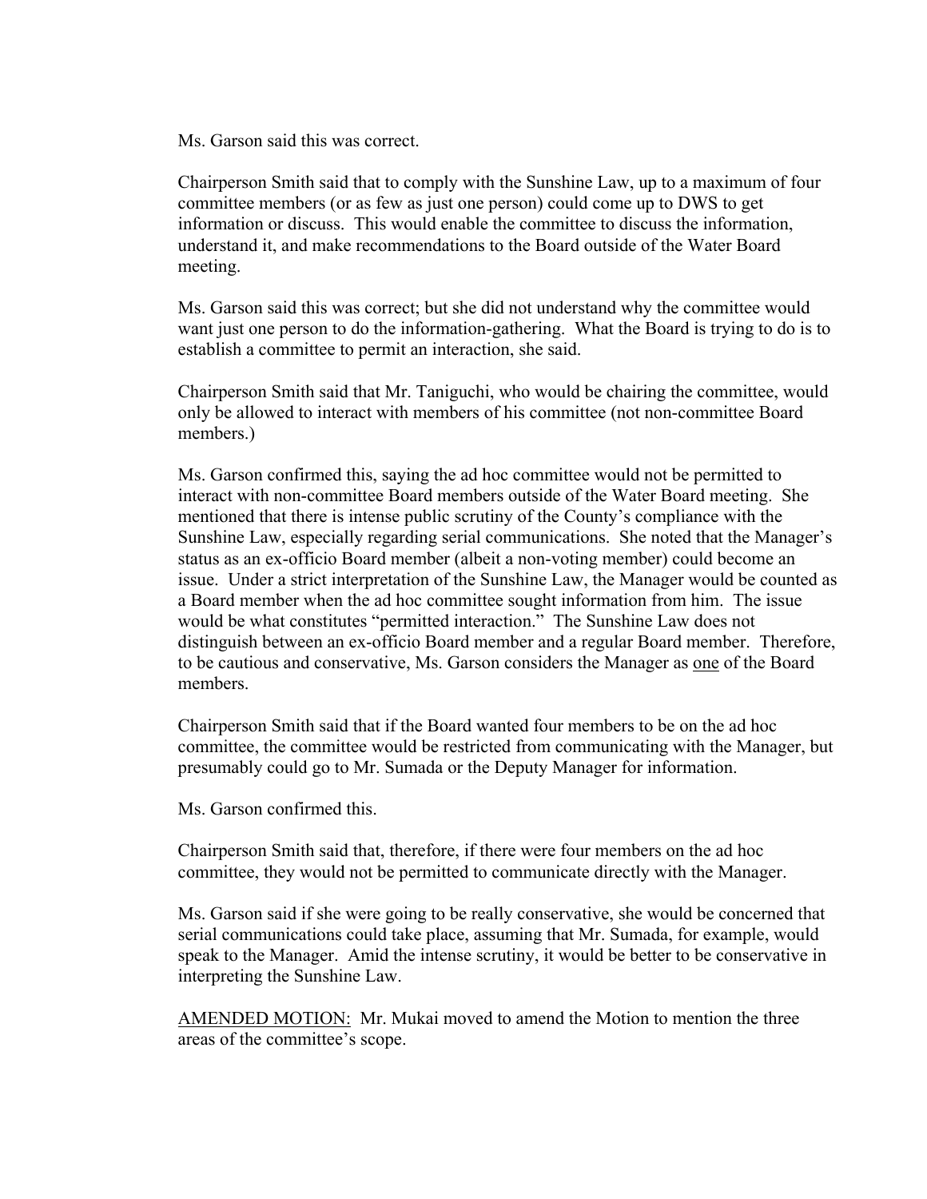Ms. Garson said this was correct.

Chairperson Smith said that to comply with the Sunshine Law, up to a maximum of four committee members (or as few as just one person) could come up to DWS to get information or discuss. This would enable the committee to discuss the information, understand it, and make recommendations to the Board outside of the Water Board meeting.

Ms. Garson said this was correct; but she did not understand why the committee would want just one person to do the information-gathering. What the Board is trying to do is to establish a committee to permit an interaction, she said.

Chairperson Smith said that Mr. Taniguchi, who would be chairing the committee, would only be allowed to interact with members of his committee (not non-committee Board members.)

Ms. Garson confirmed this, saying the ad hoc committee would not be permitted to interact with non-committee Board members outside of the Water Board meeting. She mentioned that there is intense public scrutiny of the County's compliance with the Sunshine Law, especially regarding serial communications. She noted that the Manager's status as an ex-officio Board member (albeit a non-voting member) could become an issue. Under a strict interpretation of the Sunshine Law, the Manager would be counted as a Board member when the ad hoc committee sought information from him. The issue would be what constitutes "permitted interaction." The Sunshine Law does not distinguish between an ex-officio Board member and a regular Board member. Therefore, to be cautious and conservative, Ms. Garson considers the Manager as <u>one</u> of the Board members.

Chairperson Smith said that if the Board wanted four members to be on the ad hoc committee, the committee would be restricted from communicating with the Manager, but presumably could go to Mr. Sumada or the Deputy Manager for information.

Ms. Garson confirmed this.

Chairperson Smith said that, therefore, if there were four members on the ad hoc committee, they would not be permitted to communicate directly with the Manager.

Ms. Garson said if she were going to be really conservative, she would be concerned that serial communications could take place, assuming that Mr. Sumada, for example, would speak to the Manager. Amid the intense scrutiny, it would be better to be conservative in interpreting the Sunshine Law.

<u>AMENDED MOTION:</u> Mr. Mukai moved to amend the Motion to mention the three areas of the committee's scope.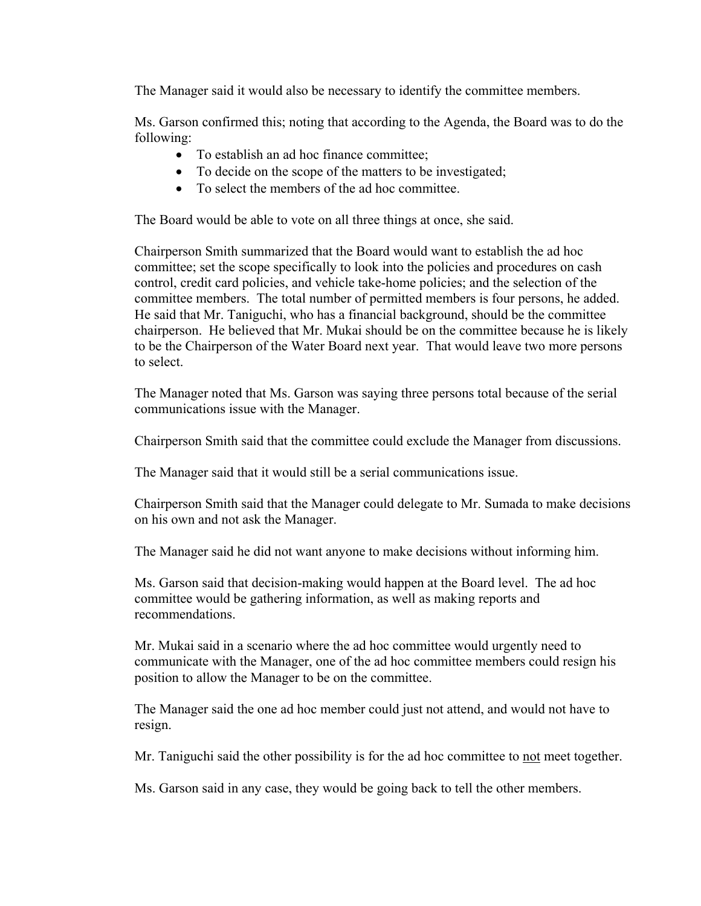The Manager said it would also be necessary to identify the committee members.

Ms. Garson confirmed this; noting that according to the Agenda, the Board was to do the following:

- To establish an ad hoc finance committee;
- To decide on the scope of the matters to be investigated;
- To select the members of the ad hoc committee.

The Board would be able to vote on all three things at once, she said.

Chairperson Smith summarized that the Board would want to establish the ad hoc committee; set the scope specifically to look into the policies and procedures on cash control, credit card policies, and vehicle take-home policies; and the selection of the committee members. The total number of permitted members is four persons, he added. He said that Mr. Taniguchi, who has a financial background, should be the committee chairperson. He believed that Mr. Mukai should be on the committee because he is likely to be the Chairperson of the Water Board next year. That would leave two more persons to select.

The Manager noted that Ms. Garson was saying three persons total because of the serial communications issue with the Manager.

Chairperson Smith said that the committee could exclude the Manager from discussions.

The Manager said that it would still be a serial communications issue.

Chairperson Smith said that the Manager could delegate to Mr. Sumada to make decisions on his own and not ask the Manager.

The Manager said he did not want anyone to make decisions without informing him.

Ms. Garson said that decision-making would happen at the Board level. The ad hoc committee would be gathering information, as well as making reports and recommendations.

Mr. Mukai said in a scenario where the ad hoc committee would urgently need to communicate with the Manager, one of the ad hoc committee members could resign his position to allow the Manager to be on the committee.

The Manager said the one ad hoc member could just not attend, and would not have to resign.

Mr. Taniguchi said the other possibility is for the ad hoc committee to <u>not</u> meet together.

Ms. Garson said in any case, they would be going back to tell the other members.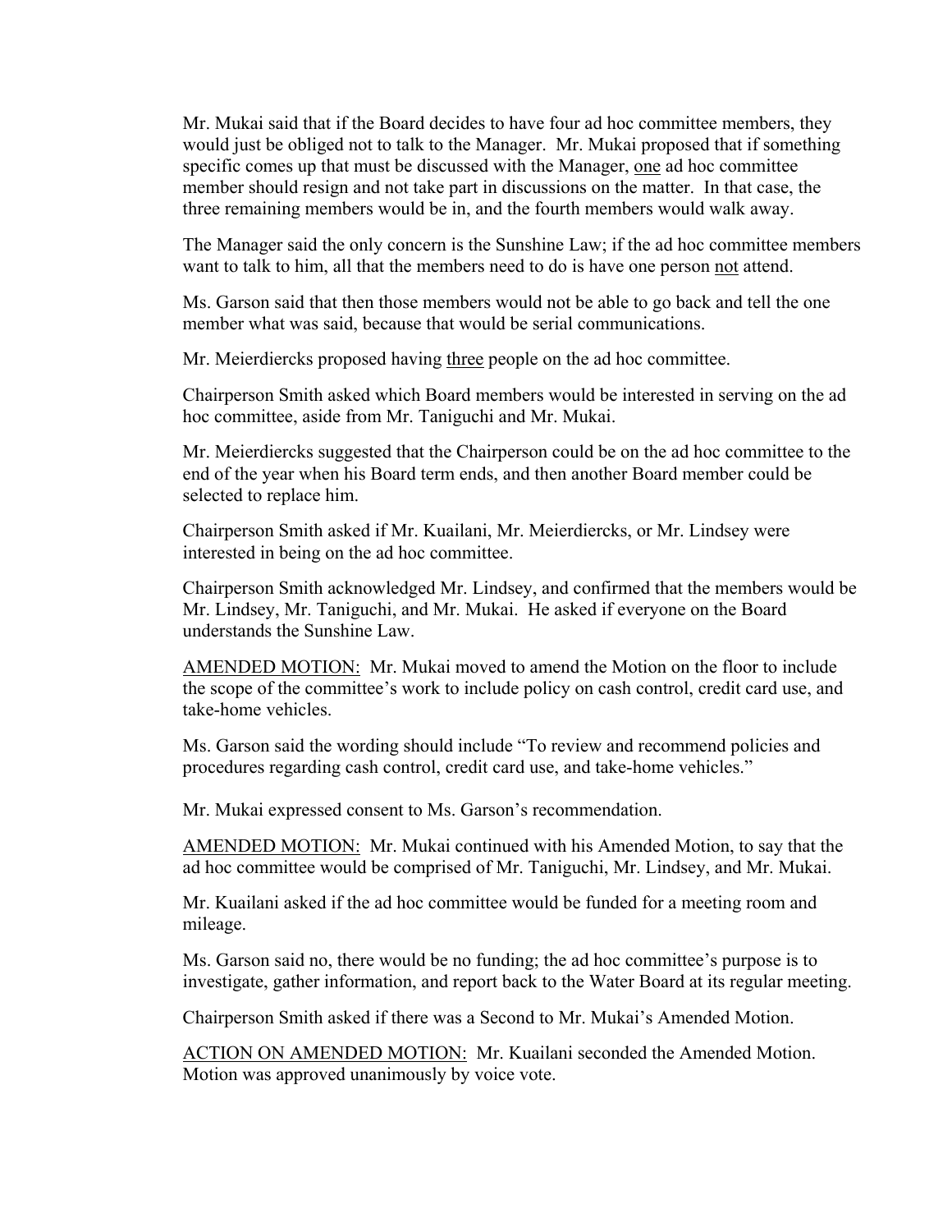Mr. Mukai said that if the Board decides to have four ad hoc committee members, they would just be obliged not to talk to the Manager. Mr. Mukai proposed that if something specific comes up that must be discussed with the Manager, <u>one</u> ad hoc committee member should resign and not take part in discussions on the matter. In that case, the three remaining members would be in, and the fourth members would walk away.

The Manager said the only concern is the Sunshine Law; if the ad hoc committee members want to talk to him, all that the members need to do is have one person <u>not</u> attend.

Ms. Garson said that then those members would not be able to go back and tell the one member what was said, because that would be serial communications.

Mr. Meierdiercks proposed having <u>three</u> people on the ad hoc committee.

Chairperson Smith asked which Board members would be interested in serving on the ad hoc committee, aside from Mr. Taniguchi and Mr. Mukai.

Mr. Meierdiercks suggested that the Chairperson could be on the ad hoc committee to the end of the year when his Board term ends, and then another Board member could be selected to replace him.

Chairperson Smith asked if Mr. Kuailani, Mr. Meierdiercks, or Mr. Lindsey were interested in being on the ad hoc committee.

Chairperson Smith acknowledged Mr. Lindsey, and confirmed that the members would be Mr. Lindsey, Mr. Taniguchi, and Mr. Mukai. He asked if everyone on the Board understands the Sunshine Law.

<u>AMENDED MOTION:</u> Mr. Mukai moved to amend the Motion on the floor to include the scope of the committee's work to include policy on cash control, credit card use, and take-home vehicles.

Ms. Garson said the wording should include "To review and recommend policies and procedures regarding cash control, credit card use, and take-home vehicles."

Mr. Mukai expressed consent to Ms. Garson's recommendation.

<u>AMENDED MOTION:</u> Mr. Mukai continued with his Amended Motion, to say that the ad hoc committee would be comprised of Mr. Taniguchi, Mr. Lindsey, and Mr. Mukai.

Mr. Kuailani asked if the ad hoc committee would be funded for a meeting room and mileage.

Ms. Garson said no, there would be no funding; the ad hoc committee's purpose is to investigate, gather information, and report back to the Water Board at its regular meeting.

Chairperson Smith asked if there was a Second to Mr. Mukai's Amended Motion.

<u>ACTION ON AMENDED MOTION:</u> Mr. Kuailani seconded the Amended Motion. Motion was approved unanimously by voice vote.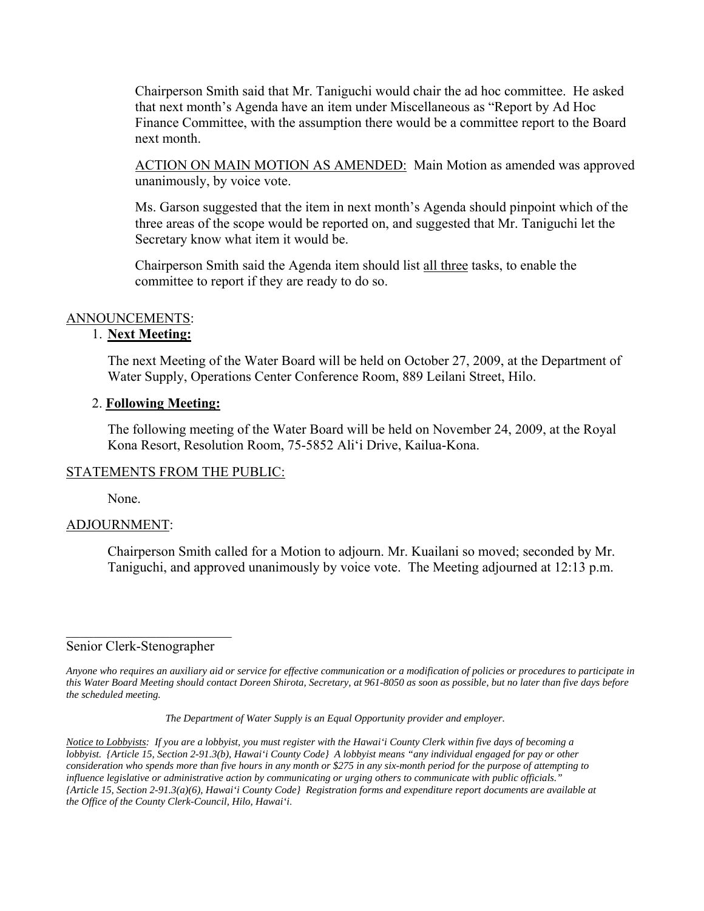Chairperson Smith said that Mr. Taniguchi would chair the ad hoc committee. He asked that next month's Agenda have an item under Miscellaneous as "Report by Ad Hoc Finance Committee, with the assumption there would be a committee report to the Board next month.

<u>ACTION ON MAIN MOTION AS AMENDED:</u> Main Motion as amended was approved unanimously, by voice vote.

Ms. Garson suggested that the item in next month's Agenda should pinpoint which of the three areas of the scope would be reported on, and suggested that Mr. Taniguchi let the Secretary know what item it would be.

Chairperson Smith said the Agenda item should list <u>all three</u> tasks, to enable the committee to report if they are ready to do so.

<u>ANNOUNCEMENTS</u>:

1. **<u>Next Meeting:</u>**

   The next Meeting of the Water Board will be held on October 27, 2009, at the Department of Water Supply, Operations Center Conference Room, 889 Leilani Street, Hilo.

2. **<u>Following Meeting:</u>**

   The following meeting of the Water Board will be held on November 24, 2009, at the Royal Kona Resort, Resolution Room, 75-5852 Ali'i Drive, Kailua-Kona.

<u>STATEMENTS FROM THE PUBLIC:</u>

None.

<u>ADJOURNMENT</u>:

Chairperson Smith called for a Motion to adjourn. Mr. Kuailani so moved; seconded by Mr. Taniguchi, and approved unanimously by voice vote. The Meeting adjourned at 12:13 p.m.

\_\_\_\_\_\_\_\_\_\_\_\_\_\_\_\_\_\_\_\_\_\_\_\_\_

Senior Clerk-Stenographer

*Anyone who requires an auxiliary aid or service for effective communication or a modification of policies or procedures to participate in this Water Board Meeting should contact Doreen Shirota, Secretary, at 961-8050 as soon as possible, but no later than five days before the scheduled meeting.*

*The Department of Water Supply is an Equal Opportunity provider and employer.*

*<u>Notice to Lobbyists</u>: If you are a lobbyist, you must register with the Hawai'i County Clerk within five days of becoming a lobbyist. {Article 15, Section 2-91.3(b), Hawai'i County Code} A lobbyist means "any individual engaged for pay or other consideration who spends more than five hours in any month or $275 in any six-month period for the purpose of attempting to influence legislative or administrative action by communicating or urging others to communicate with public officials." {Article 15, Section 2-91.3(a)(6), Hawai'i County Code} Registration forms and expenditure report documents are available at the Office of the County Clerk-Council, Hilo, Hawai'i.*